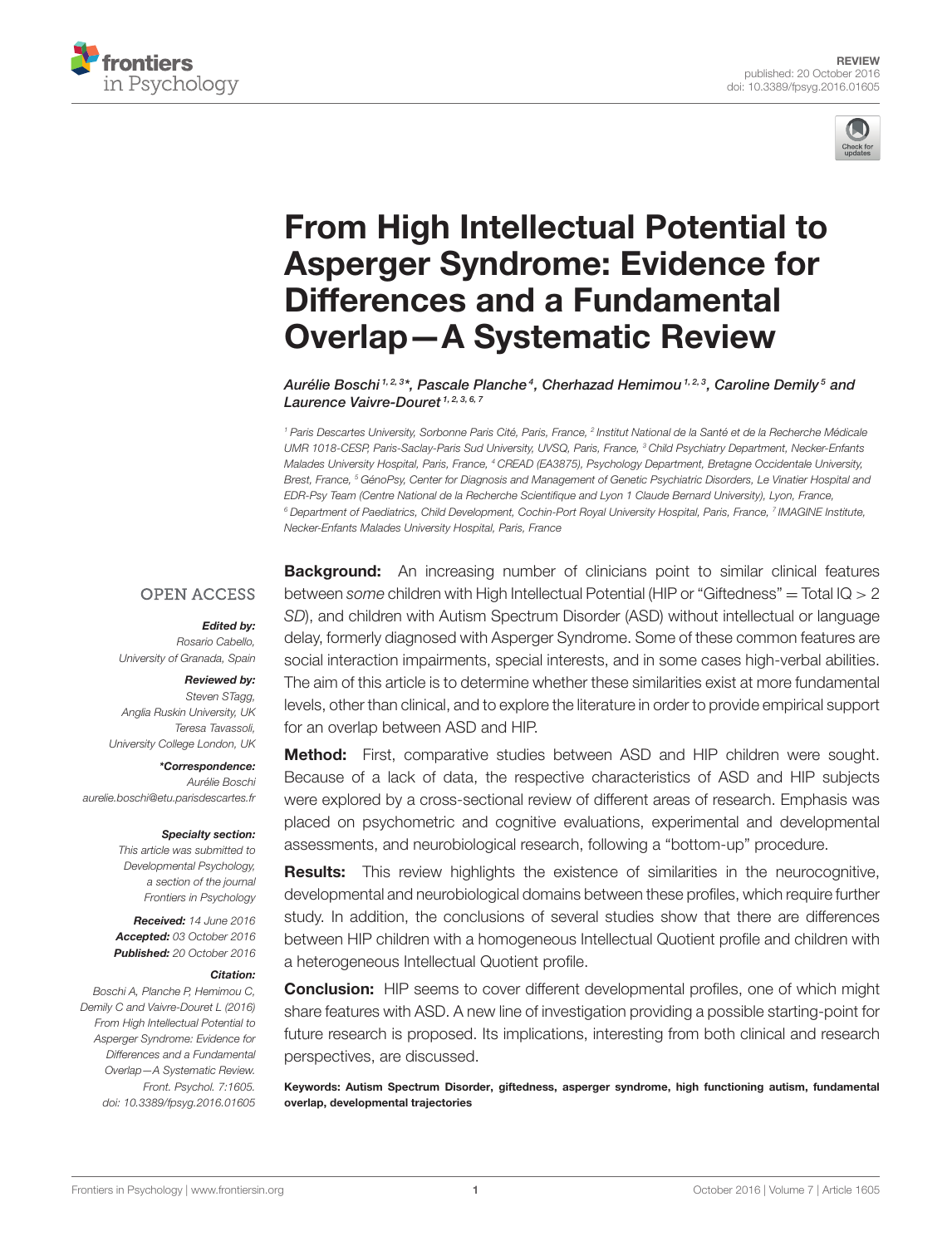REVIEW
published: 20 October 2016
doi: 10.3389/fpsyg.2016.01605

# From High Intellectual Potential to Asperger Syndrome: Evidence for Differences and a Fundamental Overlap—A Systematic Review

*Aurélie Boschi[1,2,3]\*, Pascale Planche[4], Cherhazad Hemimou[1,2,3], Caroline Demily[5] and Laurence Vaivre-Douret[1,2,3,6,7]*

[1] Paris Descartes University, Sorbonne Paris Cité, Paris, France, [2] Institut National de la Santé et de la Recherche Médicale UMR 1018-CESP, Paris-Saclay-Paris Sud University, UVSQ, Paris, France, [3] Child Psychiatry Department, Necker-Enfants Malades University Hospital, Paris, France, [4] CREAD (EA3875), Psychology Department, Bretagne Occidentale University, Brest, France, [5] GénoPsy, Center for Diagnosis and Management of Genetic Psychiatric Disorders, Le Vinatier Hospital and EDR-Psy Team (Centre National de la Recherche Scientifique and Lyon 1 Claude Bernard University), Lyon, France, [6] Department of Paediatrics, Child Development, Cochin-Port Royal University Hospital, Paris, France, [7] IMAGINE Institute, Necker-Enfants Malades University Hospital, Paris, France

OPEN ACCESS

***Edited by:***
Rosario Cabello,
University of Granada, Spain

***Reviewed by:***
Steven STagg,
Anglia Ruskin University, UK
Teresa Tavassoli,
University College London, UK

***\*Correspondence:***
Aurélie Boschi
aurelie.boschi@etu.parisdescartes.fr

***Specialty section:***
*This article was submitted to Developmental Psychology, a section of the journal Frontiers in Psychology*

***Received:*** *14 June 2016*
***Accepted:*** *03 October 2016*
***Published:*** *20 October 2016*

***Citation:***
*Boschi A, Planche P, Hemimou C, Demily C and Vaivre-Douret L (2016) From High Intellectual Potential to Asperger Syndrome: Evidence for Differences and a Fundamental Overlap—A Systematic Review. Front. Psychol. 7:1605. doi: 10.3389/fpsyg.2016.01605*

**Background:** An increasing number of clinicians point to similar clinical features between *some* children with High Intellectual Potential (HIP or "Giftedness" = Total IQ > 2 *SD*), and children with Autism Spectrum Disorder (ASD) without intellectual or language delay, formerly diagnosed with Asperger Syndrome. Some of these common features are social interaction impairments, special interests, and in some cases high-verbal abilities. The aim of this article is to determine whether these similarities exist at more fundamental levels, other than clinical, and to explore the literature in order to provide empirical support for an overlap between ASD and HIP.

**Method:** First, comparative studies between ASD and HIP children were sought. Because of a lack of data, the respective characteristics of ASD and HIP subjects were explored by a cross-sectional review of different areas of research. Emphasis was placed on psychometric and cognitive evaluations, experimental and developmental assessments, and neurobiological research, following a "bottom-up" procedure.

**Results:** This review highlights the existence of similarities in the neurocognitive, developmental and neurobiological domains between these profiles, which require further study. In addition, the conclusions of several studies show that there are differences between HIP children with a homogeneous Intellectual Quotient profile and children with a heterogeneous Intellectual Quotient profile.

**Conclusion:** HIP seems to cover different developmental profiles, one of which might share features with ASD. A new line of investigation providing a possible starting-point for future research is proposed. Its implications, interesting from both clinical and research perspectives, are discussed.

**Keywords: Autism Spectrum Disorder, giftedness, asperger syndrome, high functioning autism, fundamental overlap, developmental trajectories**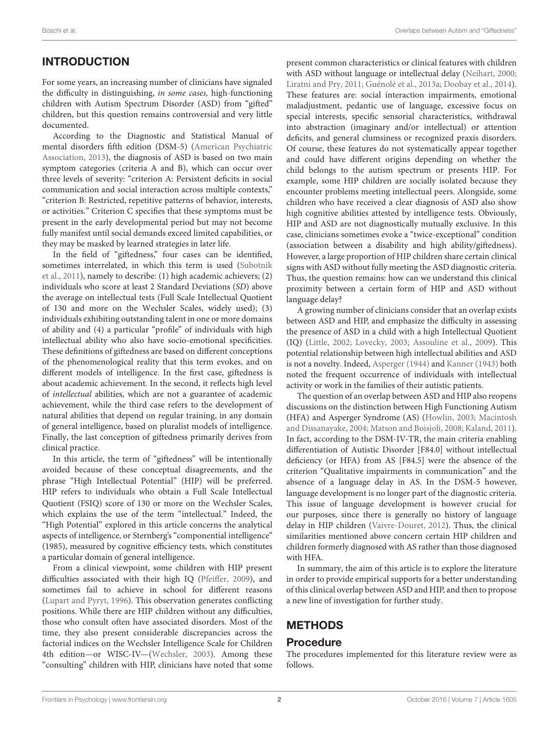## INTRODUCTION

For some years, an increasing number of clinicians have signaled the difficulty in distinguishing, *in some cases,* high-functioning children with Autism Spectrum Disorder (ASD) from "gifted" children, but this question remains controversial and very little documented.

According to the Diagnostic and Statistical Manual of mental disorders fifth edition (DSM-5) (American Psychiatric Association, 2013), the diagnosis of ASD is based on two main symptom categories (criteria A and B), which can occur over three levels of severity: "criterion A: Persistent deficits in social communication and social interaction across multiple contexts," "criterion B: Restricted, repetitive patterns of behavior, interests, or activities." Criterion C specifies that these symptoms must be present in the early developmental period but may not become fully manifest until social demands exceed limited capabilities, or they may be masked by learned strategies in later life.

In the field of "giftedness," four cases can be identified, sometimes interrelated, in which this term is used (Subotnik et al., 2011), namely to describe: (1) high academic achievers; (2) individuals who score at least 2 Standard Deviations (*SD*) above the average on intellectual tests (Full Scale Intellectual Quotient of 130 and more on the Wechsler Scales, widely used); (3) individuals exhibiting outstanding talent in one or more domains of ability and (4) a particular "profile" of individuals with high intellectual ability who also have socio-emotional specificities. These definitions of giftedness are based on different conceptions of the phenomenological reality that this term evokes, and on different models of intelligence. In the first case, giftedness is about academic achievement. In the second, it reflects high level of *intellectual* abilities, which are not a guarantee of academic achievement, while the third case refers to the development of natural abilities that depend on regular training, in any domain of general intelligence, based on pluralist models of intelligence. Finally, the last conception of giftedness primarily derives from clinical practice.

In this article, the term of "giftedness" will be intentionally avoided because of these conceptual disagreements, and the phrase "High Intellectual Potential" (HIP) will be preferred. HIP refers to individuals who obtain a Full Scale Intellectual Quotient (FSIQ) score of 130 or more on the Wechsler Scales, which explains the use of the term "intellectual." Indeed, the "High Potential" explored in this article concerns the analytical aspects of intelligence, or Sternberg's "componential intelligence" (1985), measured by cognitive efficiency tests, which constitutes a particular domain of general intelligence.

From a clinical viewpoint, some children with HIP present difficulties associated with their high IQ (Pfeiffer, 2009), and sometimes fail to achieve in school for different reasons (Lupart and Pyryt, 1996). This observation generates conflicting positions. While there are HIP children without any difficulties, those who consult often have associated disorders. Most of the time, they also present considerable discrepancies across the factorial indices on the Wechsler Intelligence Scale for Children 4th edition—or WISC-IV—(Wechsler, 2003). Among these "consulting" children with HIP, clinicians have noted that some present common characteristics or clinical features with children with ASD without language or intellectual delay (Neihart, 2000; Liratni and Pry, 2011; Guénolé et al., 2013a; Doobay et al., 2014). These features are: social interaction impairments, emotional maladjustment, pedantic use of language, excessive focus on special interests, specific sensorial characteristics, withdrawal into abstraction (imaginary and/or intellectual) or attention deficits, and general clumsiness or recognized praxis disorders. Of course, these features do not systematically appear together and could have different origins depending on whether the child belongs to the autism spectrum or presents HIP. For example, some HIP children are socially isolated because they encounter problems meeting intellectual peers. Alongside, some children who have received a clear diagnosis of ASD also show high cognitive abilities attested by intelligence tests. Obviously, HIP and ASD are not diagnostically mutually exclusive. In this case, clinicians sometimes evoke a "twice-exceptional" condition (association between a disability and high ability/giftedness). However, a large proportion of HIP children share certain clinical signs with ASD without fully meeting the ASD diagnostic criteria. Thus, the question remains: how can we understand this clinical proximity between a certain form of HIP and ASD without language delay?

A growing number of clinicians consider that an overlap exists between ASD and HIP, and emphasize the difficulty in assessing the presence of ASD in a child with a high Intellectual Quotient (IQ) (Little, 2002; Lovecky, 2003; Assouline et al., 2009). This potential relationship between high intellectual abilities and ASD is not a novelty. Indeed, Asperger (1944) and Kanner (1943) both noted the frequent occurrence of individuals with intellectual activity or work in the families of their autistic patients.

The question of an overlap between ASD and HIP also reopens discussions on the distinction between High Functioning Autism (HFA) and Asperger Syndrome (AS) (Howlin, 2003; Macintosh and Dissanayake, 2004; Matson and Boisjoli, 2008; Kaland, 2011). In fact, according to the DSM-IV-TR, the main criteria enabling differentiation of Autistic Disorder [F84.0] without intellectual deficiency (or HFA) from AS [F84.5] were the absence of the criterion "Qualitative impairments in communication" and the absence of a language delay in AS. In the DSM-5 however, language development is no longer part of the diagnostic criteria. This issue of language development is however crucial for our purposes, since there is generally no history of language delay in HIP children (Vaivre-Douret, 2012). Thus, the clinical similarities mentioned above concern certain HIP children and children formerly diagnosed with AS rather than those diagnosed with HFA.

In summary, the aim of this article is to explore the literature in order to provide empirical supports for a better understanding of this clinical overlap between ASD and HIP, and then to propose a new line of investigation for further study.

## METHODS

### Procedure

The procedures implemented for this literature review were as follows.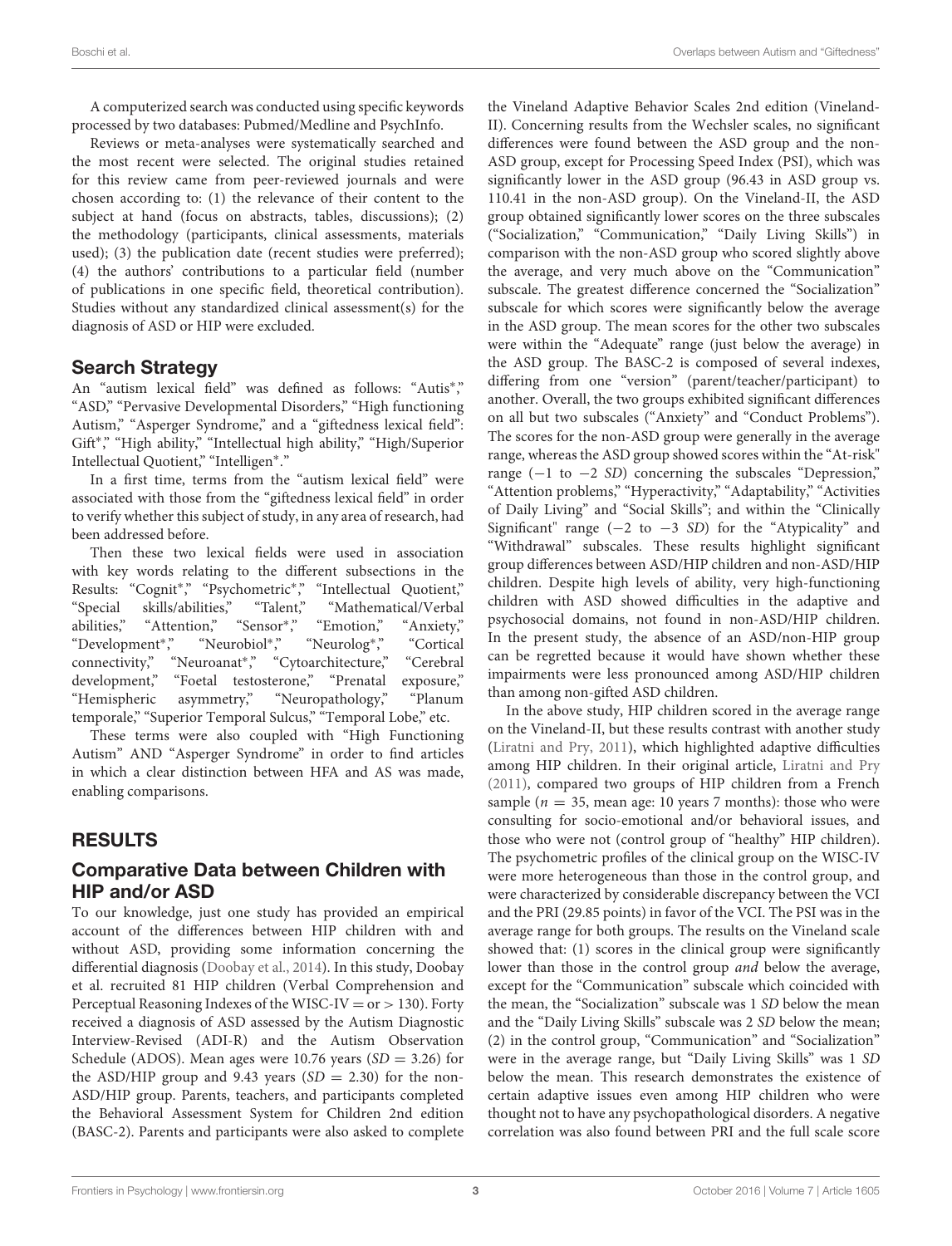A computerized search was conducted using specific keywords processed by two databases: Pubmed/Medline and PsychInfo.

Reviews or meta-analyses were systematically searched and the most recent were selected. The original studies retained for this review came from peer-reviewed journals and were chosen according to: (1) the relevance of their content to the subject at hand (focus on abstracts, tables, discussions); (2) the methodology (participants, clinical assessments, materials used); (3) the publication date (recent studies were preferred); (4) the authors' contributions to a particular field (number of publications in one specific field, theoretical contribution). Studies without any standardized clinical assessment(s) for the diagnosis of ASD or HIP were excluded.

## Search Strategy

An "autism lexical field" was defined as follows: "Autis*," "ASD," "Pervasive Developmental Disorders," "High functioning Autism," "Asperger Syndrome," and a "giftedness lexical field": Gift*," "High ability," "Intellectual high ability," "High/Superior Intellectual Quotient," "Intelligen*."

In a first time, terms from the "autism lexical field" were associated with those from the "giftedness lexical field" in order to verify whether this subject of study, in any area of research, had been addressed before.

Then these two lexical fields were used in association with key words relating to the different subsections in the Results: "Cognit*," "Psychometric*," "Intellectual Quotient," "Special skills/abilities," "Talent," "Mathematical/Verbal abilities," "Attention," "Sensor*," "Emotion," "Anxiety," "Development*," "Neurobiol*," "Neurolog*," "Cortical connectivity," "Neuroanat*," "Cytoarchitecture," "Cerebral development," "Foetal testosterone," "Prenatal exposure," "Hemispheric asymmetry," "Neuropathology," "Planum temporale," "Superior Temporal Sulcus," "Temporal Lobe," etc.

These terms were also coupled with "High Functioning Autism" AND "Asperger Syndrome" in order to find articles in which a clear distinction between HFA and AS was made, enabling comparisons.

# RESULTS

## Comparative Data between Children with HIP and/or ASD

To our knowledge, just one study has provided an empirical account of the differences between HIP children with and without ASD, providing some information concerning the differential diagnosis (Doobay et al., 2014). In this study, Doobay et al. recruited 81 HIP children (Verbal Comprehension and Perceptual Reasoning Indexes of the WISC-IV = or > 130). Forty received a diagnosis of ASD assessed by the Autism Diagnostic Interview-Revised (ADI-R) and the Autism Observation Schedule (ADOS). Mean ages were 10.76 years ($SD = 3.26$) for the ASD/HIP group and 9.43 years ($SD = 2.30$) for the non-ASD/HIP group. Parents, teachers, and participants completed the Behavioral Assessment System for Children 2nd edition (BASC-2). Parents and participants were also asked to complete the Vineland Adaptive Behavior Scales 2nd edition (Vineland-II). Concerning results from the Wechsler scales, no significant differences were found between the ASD group and the non-ASD group, except for Processing Speed Index (PSI), which was significantly lower in the ASD group (96.43 in ASD group vs. 110.41 in the non-ASD group). On the Vineland-II, the ASD group obtained significantly lower scores on the three subscales ("Socialization," "Communication," "Daily Living Skills") in comparison with the non-ASD group who scored slightly above the average, and very much above on the "Communication" subscale. The greatest difference concerned the "Socialization" subscale for which scores were significantly below the average in the ASD group. The mean scores for the other two subscales were within the "Adequate" range (just below the average) in the ASD group. The BASC-2 is composed of several indexes, differing from one "version" (parent/teacher/participant) to another. Overall, the two groups exhibited significant differences on all but two subscales ("Anxiety" and "Conduct Problems"). The scores for the non-ASD group were generally in the average range, whereas the ASD group showed scores within the "At-risk" range ($-1$ to $-2$ *SD*) concerning the subscales "Depression," "Attention problems," "Hyperactivity," "Adaptability," "Activities of Daily Living" and "Social Skills"; and within the "Clinically Significant" range ($-2$ to $-3$ *SD*) for the "Atypicality" and "Withdrawal" subscales. These results highlight significant group differences between ASD/HIP children and non-ASD/HIP children. Despite high levels of ability, very high-functioning children with ASD showed difficulties in the adaptive and psychosocial domains, not found in non-ASD/HIP children. In the present study, the absence of an ASD/non-HIP group can be regretted because it would have shown whether these impairments were less pronounced among ASD/HIP children than among non-gifted ASD children.

In the above study, HIP children scored in the average range on the Vineland-II, but these results contrast with another study (Liratni and Pry, 2011), which highlighted adaptive difficulties among HIP children. In their original article, Liratni and Pry (2011), compared two groups of HIP children from a French sample ($n = 35$, mean age: 10 years 7 months): those who were consulting for socio-emotional and/or behavioral issues, and those who were not (control group of "healthy" HIP children). The psychometric profiles of the clinical group on the WISC-IV were more heterogeneous than those in the control group, and were characterized by considerable discrepancy between the VCI and the PRI (29.85 points) in favor of the VCI. The PSI was in the average range for both groups. The results on the Vineland scale showed that: (1) scores in the clinical group were significantly lower than those in the control group *and* below the average, except for the "Communication" subscale which coincided with the mean, the "Socialization" subscale was 1 *SD* below the mean and the "Daily Living Skills" subscale was 2 *SD* below the mean; (2) in the control group, "Communication" and "Socialization" were in the average range, but "Daily Living Skills" was 1 *SD* below the mean. This research demonstrates the existence of certain adaptive issues even among HIP children who were thought not to have any psychopathological disorders. A negative correlation was also found between PRI and the full scale score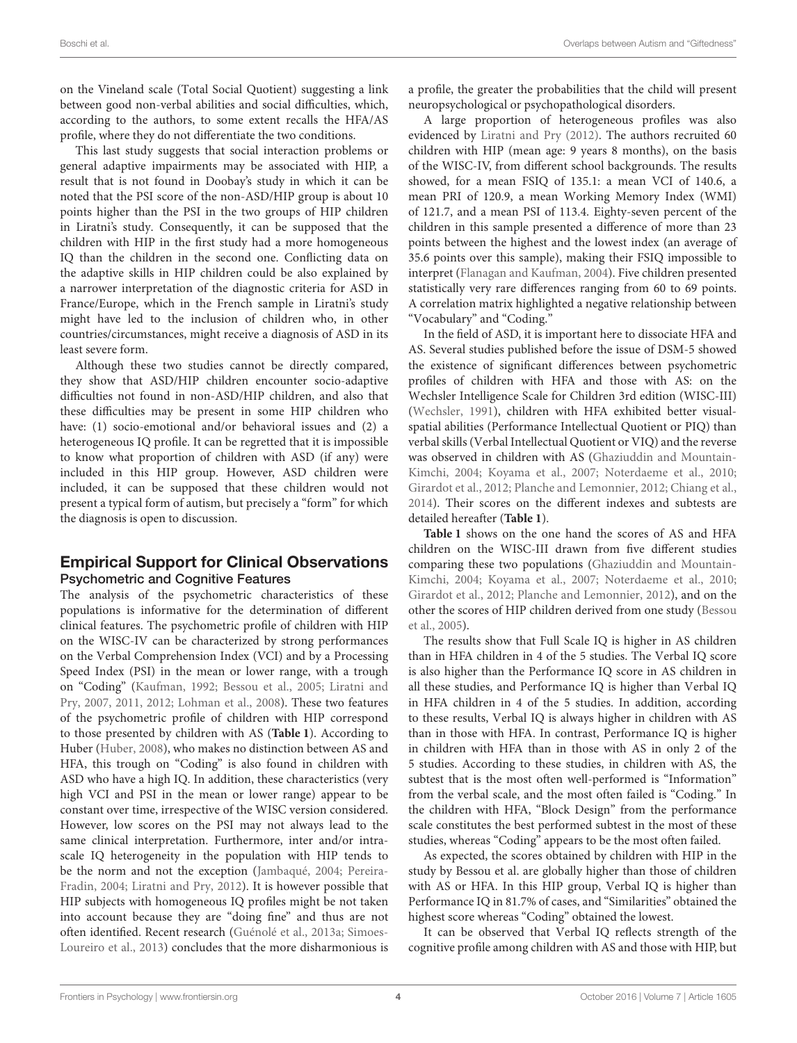on the Vineland scale (Total Social Quotient) suggesting a link between good non-verbal abilities and social difficulties, which, according to the authors, to some extent recalls the HFA/AS profile, where they do not differentiate the two conditions.

This last study suggests that social interaction problems or general adaptive impairments may be associated with HIP, a result that is not found in Doobay's study in which it can be noted that the PSI score of the non-ASD/HIP group is about 10 points higher than the PSI in the two groups of HIP children in Liratni's study. Consequently, it can be supposed that the children with HIP in the first study had a more homogeneous IQ than the children in the second one. Conflicting data on the adaptive skills in HIP children could be also explained by a narrower interpretation of the diagnostic criteria for ASD in France/Europe, which in the French sample in Liratni's study might have led to the inclusion of children who, in other countries/circumstances, might receive a diagnosis of ASD in its least severe form.

Although these two studies cannot be directly compared, they show that ASD/HIP children encounter socio-adaptive difficulties not found in non-ASD/HIP children, and also that these difficulties may be present in some HIP children who have: (1) socio-emotional and/or behavioral issues and (2) a heterogeneous IQ profile. It can be regretted that it is impossible to know what proportion of children with ASD (if any) were included in this HIP group. However, ASD children were included, it can be supposed that these children would not present a typical form of autism, but precisely a "form" for which the diagnosis is open to discussion.

## Empirical Support for Clinical Observations

### Psychometric and Cognitive Features

The analysis of the psychometric characteristics of these populations is informative for the determination of different clinical features. The psychometric profile of children with HIP on the WISC-IV can be characterized by strong performances on the Verbal Comprehension Index (VCI) and by a Processing Speed Index (PSI) in the mean or lower range, with a trough on "Coding" (Kaufman, 1992; Bessou et al., 2005; Liratni and Pry, 2007, 2011, 2012; Lohman et al., 2008). These two features of the psychometric profile of children with HIP correspond to those presented by children with AS (**Table 1**). According to Huber (Huber, 2008), who makes no distinction between AS and HFA, this trough on "Coding" is also found in children with ASD who have a high IQ. In addition, these characteristics (very high VCI and PSI in the mean or lower range) appear to be constant over time, irrespective of the WISC version considered. However, low scores on the PSI may not always lead to the same clinical interpretation. Furthermore, inter and/or intra-scale IQ heterogeneity in the population with HIP tends to be the norm and not the exception (Jambaqué, 2004; Pereira-Fradin, 2004; Liratni and Pry, 2012). It is however possible that HIP subjects with homogeneous IQ profiles might be not taken into account because they are "doing fine" and thus are not often identified. Recent research (Guénolé et al., 2013a; Simoes-Loureiro et al., 2013) concludes that the more disharmonious is a profile, the greater the probabilities that the child will present neuropsychological or psychopathological disorders.

A large proportion of heterogeneous profiles was also evidenced by Liratni and Pry (2012). The authors recruited 60 children with HIP (mean age: 9 years 8 months), on the basis of the WISC-IV, from different school backgrounds. The results showed, for a mean FSIQ of 135.1: a mean VCI of 140.6, a mean PRI of 120.9, a mean Working Memory Index (WMI) of 121.7, and a mean PSI of 113.4. Eighty-seven percent of the children in this sample presented a difference of more than 23 points between the highest and the lowest index (an average of 35.6 points over this sample), making their FSIQ impossible to interpret (Flanagan and Kaufman, 2004). Five children presented statistically very rare differences ranging from 60 to 69 points. A correlation matrix highlighted a negative relationship between "Vocabulary" and "Coding."

In the field of ASD, it is important here to dissociate HFA and AS. Several studies published before the issue of DSM-5 showed the existence of significant differences between psychometric profiles of children with HFA and those with AS: on the Wechsler Intelligence Scale for Children 3rd edition (WISC-III) (Wechsler, 1991), children with HFA exhibited better visual-spatial abilities (Performance Intellectual Quotient or PIQ) than verbal skills (Verbal Intellectual Quotient or VIQ) and the reverse was observed in children with AS (Ghaziuddin and Mountain-Kimchi, 2004; Koyama et al., 2007; Noterdaeme et al., 2010; Girardot et al., 2012; Planche and Lemonnier, 2012; Chiang et al., 2014). Their scores on the different indexes and subtests are detailed hereafter (**Table 1**).

**Table 1** shows on the one hand the scores of AS and HFA children on the WISC-III drawn from five different studies comparing these two populations (Ghaziuddin and Mountain-Kimchi, 2004; Koyama et al., 2007; Noterdaeme et al., 2010; Girardot et al., 2012; Planche and Lemonnier, 2012), and on the other the scores of HIP children derived from one study (Bessou et al., 2005).

The results show that Full Scale IQ is higher in AS children than in HFA children in 4 of the 5 studies. The Verbal IQ score is also higher than the Performance IQ score in AS children in all these studies, and Performance IQ is higher than Verbal IQ in HFA children in 4 of the 5 studies. In addition, according to these results, Verbal IQ is always higher in children with AS than in those with HFA. In contrast, Performance IQ is higher in children with HFA than in those with AS in only 2 of the 5 studies. According to these studies, in children with AS, the subtest that is the most often well-performed is "Information" from the verbal scale, and the most often failed is "Coding." In the children with HFA, "Block Design" from the performance scale constitutes the best performed subtest in the most of these studies, whereas "Coding" appears to be the most often failed.

As expected, the scores obtained by children with HIP in the study by Bessou et al. are globally higher than those of children with AS or HFA. In this HIP group, Verbal IQ is higher than Performance IQ in 81.7% of cases, and "Similarities" obtained the highest score whereas "Coding" obtained the lowest.

It can be observed that Verbal IQ reflects strength of the cognitive profile among children with AS and those with HIP, but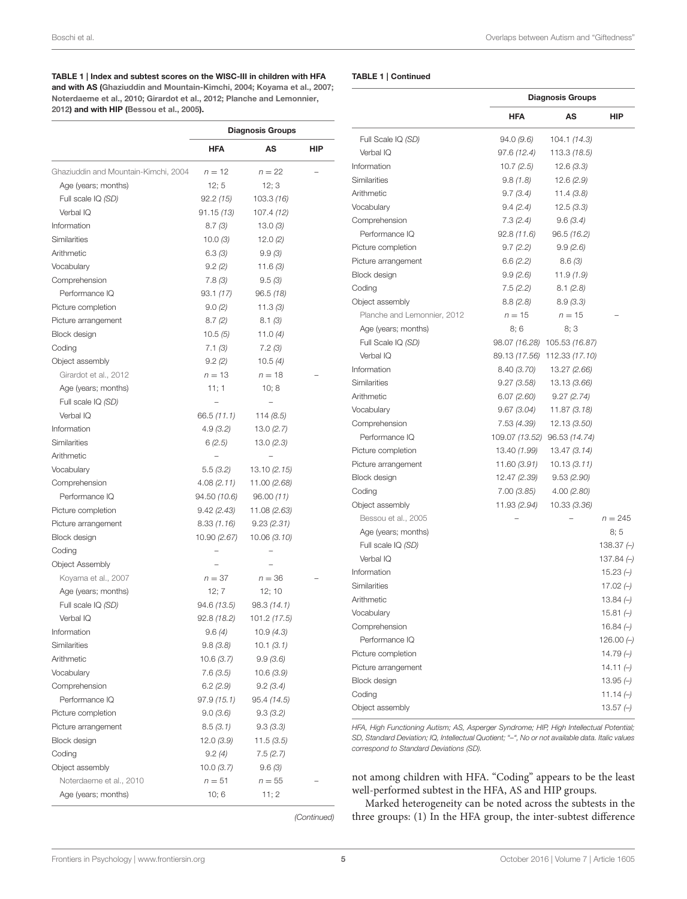**TABLE 1 | Index and subtest scores on the WISC-III in children with HFA and with AS (Ghaziuddin and Mountain-Kimchi, 2004; Koyama et al., 2007; Noterdaeme et al., 2010; Girardot et al., 2012; Planche and Lemonnier, 2012) and with HIP (Bessou et al., 2005).**

| | Diagnosis Groups | | |
|---|---|---|---|
| | **HFA** | **AS** | **HIP** |
| Ghaziuddin and Mountain-Kimchi, 2004 | $n = 12$ | $n = 22$ | – |
| Age (years; months) | 12; 5 | 12; 3 | |
| Full scale IQ *(SD)* | 92.2 *(15)* | 103.3 *(16)* | |
| Verbal IQ | 91.15 *(13)* | 107.4 *(12)* | |
| Information | 8.7 *(3)* | 13.0 *(3)* | |
| Similarities | 10.0 *(3)* | 12.0 *(2)* | |
| Arithmetic | 6.3 *(3)* | 9.9 *(3)* | |
| Vocabulary | 9.2 *(2)* | 11.6 *(3)* | |
| Comprehension | 7.8 *(3)* | 9.5 *(3)* | |
| Performance IQ | 93.1 *(17)* | 96.5 *(18)* | |
| Picture completion | 9.0 *(2)* | 11.3 *(3)* | |
| Picture arrangement | 8.7 *(2)* | 8.1 *(3)* | |
| Block design | 10.5 *(5)* | 11.0 *(4)* | |
| Coding | 7.1 *(3)* | 7.2 *(3)* | |
| Object assembly | 9.2 *(2)* | 10.5 *(4)* | |
| Girardot et al., 2012 | $n = 13$ | $n = 18$ | – |
| Age (years; months) | 11; 1 | 10; 8 | |
| Full scale IQ *(SD)* | – | – | |
| Verbal IQ | 66.5 *(11.1)* | 114 *(8.5)* | |
| Information | 4.9 *(3.2)* | 13.0 *(2.7)* | |
| Similarities | 6 *(2.5)* | 13.0 *(2.3)* | |
| Arithmetic | – | – | |
| Vocabulary | 5.5 *(3.2)* | 13.10 *(2.15)* | |
| Comprehension | 4.08 *(2.11)* | 11.00 *(2.68)* | |
| Performance IQ | 94.50 *(10.6)* | 96.00 *(11)* | |
| Picture completion | 9.42 *(2.43)* | 11.08 *(2.63)* | |
| Picture arrangement | 8.33 *(1.16)* | 9.23 *(2.31)* | |
| Block design | 10.90 *(2.67)* | 10.06 *(3.10)* | |
| Coding | – | – | |
| Object Assembly | – | – | |
| Koyama et al., 2007 | $n = 37$ | $n = 36$ | – |
| Age (years; months) | 12; 7 | 12; 10 | |
| Full scale IQ *(SD)* | 94.6 *(13.5)* | 98.3 *(14.1)* | |
| Verbal IQ | 92.8 *(18.2)* | 101.2 *(17.5)* | |
| Information | 9.6 *(4)* | 10.9 *(4.3)* | |
| Similarities | 9.8 *(3.8)* | 10.1 *(3.1)* | |
| Arithmetic | 10.6 *(3.7)* | 9.9 *(3.6)* | |
| Vocabulary | 7.6 *(3.5)* | 10.6 *(3.9)* | |
| Comprehension | 6.2 *(2.9)* | 9.2 *(3.4)* | |
| Performance IQ | 97.9 *(15.1)* | 95.4 *(14.5)* | |
| Picture completion | 9.0 *(3.6)* | 9.3 *(3.2)* | |
| Picture arrangement | 8.5 *(3.1)* | 9.3 *(3.3)* | |
| Block design | 12.0 *(3.9)* | 11.5 *(3.5)* | |
| Coding | 9.2 *(4)* | 7.5 *(2.7)* | |
| Object assembly | 10.0 *(3.7)* | 9.6 *(3)* | |
| Noterdaeme et al., 2010 | $n = 51$ | $n = 55$ | – |
| Age (years; months) | 10; 6 | 11; 2 | |
| Full Scale IQ *(SD)* | 94.0 *(9.6)* | 104.1 *(14.3)* | |
| Verbal IQ | 97.6 *(12.4)* | 113.3 *(18.5)* | |
| Information | 10.7 *(2.5)* | 12.6 *(3.3)* | |
| Similarities | 9.8 *(1.8)* | 12.6 *(2.9)* | |
| Arithmetic | 9.7 *(3.4)* | 11.4 *(3.8)* | |
| Vocabulary | 9.4 *(2.4)* | 12.5 *(3.3)* | |
| Comprehension | 7.3 *(2.4)* | 9.6 *(3.4)* | |
| Performance IQ | 92.8 *(11.6)* | 96.5 *(16.2)* | |
| Picture completion | 9.7 *(2.2)* | 9.9 *(2.6)* | |
| Picture arrangement | 6.6 *(2.2)* | 8.6 *(3)* | |
| Block design | 9.9 *(2.6)* | 11.9 *(1.9)* | |
| Coding | 7.5 *(2.2)* | 8.1 *(2.8)* | |
| Object assembly | 8.8 *(2.8)* | 8.9 *(3.3)* | |
| Planche and Lemonnier, 2012 | $n = 15$ | $n = 15$ | – |
| Age (years; months) | 8; 6 | 8; 3 | |
| Full Scale IQ *(SD)* | 98.07 *(16.28)* | 105.53 *(16.87)* | |
| Verbal IQ | 89.13 *(17.56)* | 112.33 *(17.10)* | |
| Information | 8.40 *(3.70)* | 13.27 *(2.66)* | |
| Similarities | 9.27 *(3.58)* | 13.13 *(3.66)* | |
| Arithmetic | 6.07 *(2.60)* | 9.27 *(2.74)* | |
| Vocabulary | 9.67 *(3.04)* | 11.87 *(3.18)* | |
| Comprehension | 7.53 *(4.39)* | 12.13 *(3.50)* | |
| Performance IQ | 109.07 *(13.52)* | 96.53 *(14.74)* | |
| Picture completion | 13.40 *(1.99)* | 13.47 *(3.14)* | |
| Picture arrangement | 11.60 *(3.91)* | 10.13 *(3.11)* | |
| Block design | 12.47 *(2.39)* | 9.53 *(2.90)* | |
| Coding | 7.00 *(3.85)* | 4.00 *(2.80)* | |
| Object assembly | 11.93 *(2.94)* | 10.33 *(3.36)* | |
| Bessou et al., 2005 | – | – | $n = 245$ |
| Age (years; months) | | | 8; 5 |
| Full scale IQ *(SD)* | | | 138.37 *(–)* |
| Verbal IQ | | | 137.84 *(–)* |
| Information | | | 15.23 *(–)* |
| Similarities | | | 17.02 *(–)* |
| Arithmetic | | | 13.84 *(–)* |
| Vocabulary | | | 15.81 *(–)* |
| Comprehension | | | 16.84 *(–)* |
| Performance IQ | | | 126.00 *(–)* |
| Picture completion | | | 14.79 *(–)* |
| Picture arrangement | | | 14.11 *(–)* |
| Block design | | | 13.95 *(–)* |
| Coding | | | 11.14 *(–)* |
| Object assembly | | | 13.57 *(–)* |

*HFA, High Functioning Autism; AS, Asperger Syndrome; HIP, High Intellectual Potential; SD, Standard Deviation; IQ, Intellectual Quotient; "–", No or not available data. Italic values correspond to Standard Deviations (SD).*

not among children with HFA. "Coding" appears to be the least well-performed subtest in the HFA, AS and HIP groups.

Marked heterogeneity can be noted across the subtests in the three groups: (1) In the HFA group, the inter-subtest difference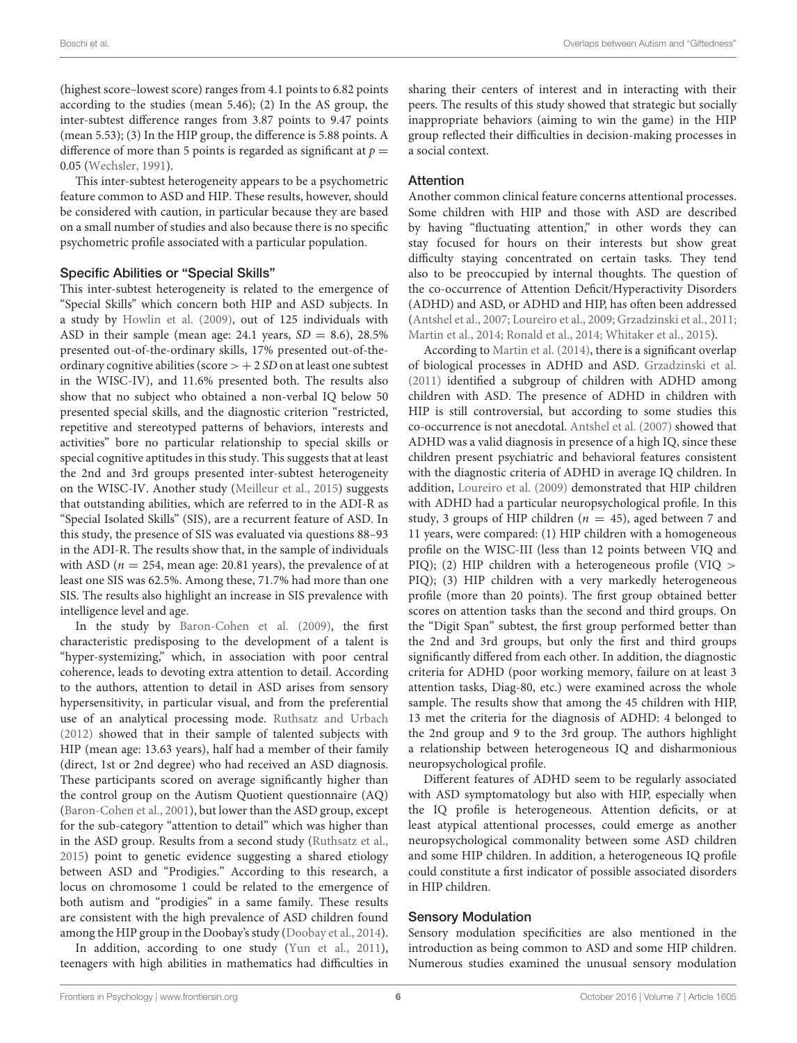(highest score–lowest score) ranges from 4.1 points to 6.82 points according to the studies (mean 5.46); (2) In the AS group, the inter-subtest difference ranges from 3.87 points to 9.47 points (mean 5.53); (3) In the HIP group, the difference is 5.88 points. A difference of more than 5 points is regarded as significant at $p = 0.05$ (Wechsler, 1991).

This inter-subtest heterogeneity appears to be a psychometric feature common to ASD and HIP. These results, however, should be considered with caution, in particular because they are based on a small number of studies and also because there is no specific psychometric profile associated with a particular population.

### Specific Abilities or "Special Skills"

This inter-subtest heterogeneity is related to the emergence of "Special Skills" which concern both HIP and ASD subjects. In a study by Howlin et al. (2009), out of 125 individuals with ASD in their sample (mean age: 24.1 years, $SD = 8.6$), 28.5% presented out-of-the-ordinary skills, 17% presented out-of-the-ordinary cognitive abilities (score $> +2$ *SD* on at least one subtest in the WISC-IV), and 11.6% presented both. The results also show that no subject who obtained a non-verbal IQ below 50 presented special skills, and the diagnostic criterion "restricted, repetitive and stereotyped patterns of behaviors, interests and activities" bore no particular relationship to special skills or special cognitive aptitudes in this study. This suggests that at least the 2nd and 3rd groups presented inter-subtest heterogeneity on the WISC-IV. Another study (Meilleur et al., 2015) suggests that outstanding abilities, which are referred to in the ADI-R as "Special Isolated Skills" (SIS), are a recurrent feature of ASD. In this study, the presence of SIS was evaluated via questions 88–93 in the ADI-R. The results show that, in the sample of individuals with ASD ($n = 254$, mean age: 20.81 years), the prevalence of at least one SIS was 62.5%. Among these, 71.7% had more than one SIS. The results also highlight an increase in SIS prevalence with intelligence level and age.

In the study by Baron-Cohen et al. (2009), the first characteristic predisposing to the development of a talent is "hyper-systemizing," which, in association with poor central coherence, leads to devoting extra attention to detail. According to the authors, attention to detail in ASD arises from sensory hypersensitivity, in particular visual, and from the preferential use of an analytical processing mode. Ruthsatz and Urbach (2012) showed that in their sample of talented subjects with HIP (mean age: 13.63 years), half had a member of their family (direct, 1st or 2nd degree) who had received an ASD diagnosis. These participants scored on average significantly higher than the control group on the Autism Quotient questionnaire (AQ) (Baron-Cohen et al., 2001), but lower than the ASD group, except for the sub-category "attention to detail" which was higher than in the ASD group. Results from a second study (Ruthsatz et al., 2015) point to genetic evidence suggesting a shared etiology between ASD and "Prodigies." According to this research, a locus on chromosome 1 could be related to the emergence of both autism and "prodigies" in a same family. These results are consistent with the high prevalence of ASD children found among the HIP group in the Doobay's study (Doobay et al., 2014).

In addition, according to one study (Yun et al., 2011), teenagers with high abilities in mathematics had difficulties in sharing their centers of interest and in interacting with their peers. The results of this study showed that strategic but socially inappropriate behaviors (aiming to win the game) in the HIP group reflected their difficulties in decision-making processes in a social context.

### Attention

Another common clinical feature concerns attentional processes. Some children with HIP and those with ASD are described by having "fluctuating attention," in other words they can stay focused for hours on their interests but show great difficulty staying concentrated on certain tasks. They tend also to be preoccupied by internal thoughts. The question of the co-occurrence of Attention Deficit/Hyperactivity Disorders (ADHD) and ASD, or ADHD and HIP, has often been addressed (Antshel et al., 2007; Loureiro et al., 2009; Grzadzinski et al., 2011; Martin et al., 2014; Ronald et al., 2014; Whitaker et al., 2015).

According to Martin et al. (2014), there is a significant overlap of biological processes in ADHD and ASD. Grzadzinski et al. (2011) identified a subgroup of children with ADHD among children with ASD. The presence of ADHD in children with HIP is still controversial, but according to some studies this co-occurrence is not anecdotal. Antshel et al. (2007) showed that ADHD was a valid diagnosis in presence of a high IQ, since these children present psychiatric and behavioral features consistent with the diagnostic criteria of ADHD in average IQ children. In addition, Loureiro et al. (2009) demonstrated that HIP children with ADHD had a particular neuropsychological profile. In this study, 3 groups of HIP children ($n = 45$), aged between 7 and 11 years, were compared: (1) HIP children with a homogeneous profile on the WISC-III (less than 12 points between VIQ and PIQ); (2) HIP children with a heterogeneous profile (VIQ > PIQ); (3) HIP children with a very markedly heterogeneous profile (more than 20 points). The first group obtained better scores on attention tasks than the second and third groups. On the "Digit Span" subtest, the first group performed better than the 2nd and 3rd groups, but only the first and third groups significantly differed from each other. In addition, the diagnostic criteria for ADHD (poor working memory, failure on at least 3 attention tasks, Diag-80, etc.) were examined across the whole sample. The results show that among the 45 children with HIP, 13 met the criteria for the diagnosis of ADHD: 4 belonged to the 2nd group and 9 to the 3rd group. The authors highlight a relationship between heterogeneous IQ and disharmonious neuropsychological profile.

Different features of ADHD seem to be regularly associated with ASD symptomatology but also with HIP, especially when the IQ profile is heterogeneous. Attention deficits, or at least atypical attentional processes, could emerge as another neuropsychological commonality between some ASD children and some HIP children. In addition, a heterogeneous IQ profile could constitute a first indicator of possible associated disorders in HIP children.

### Sensory Modulation

Sensory modulation specificities are also mentioned in the introduction as being common to ASD and some HIP children. Numerous studies examined the unusual sensory modulation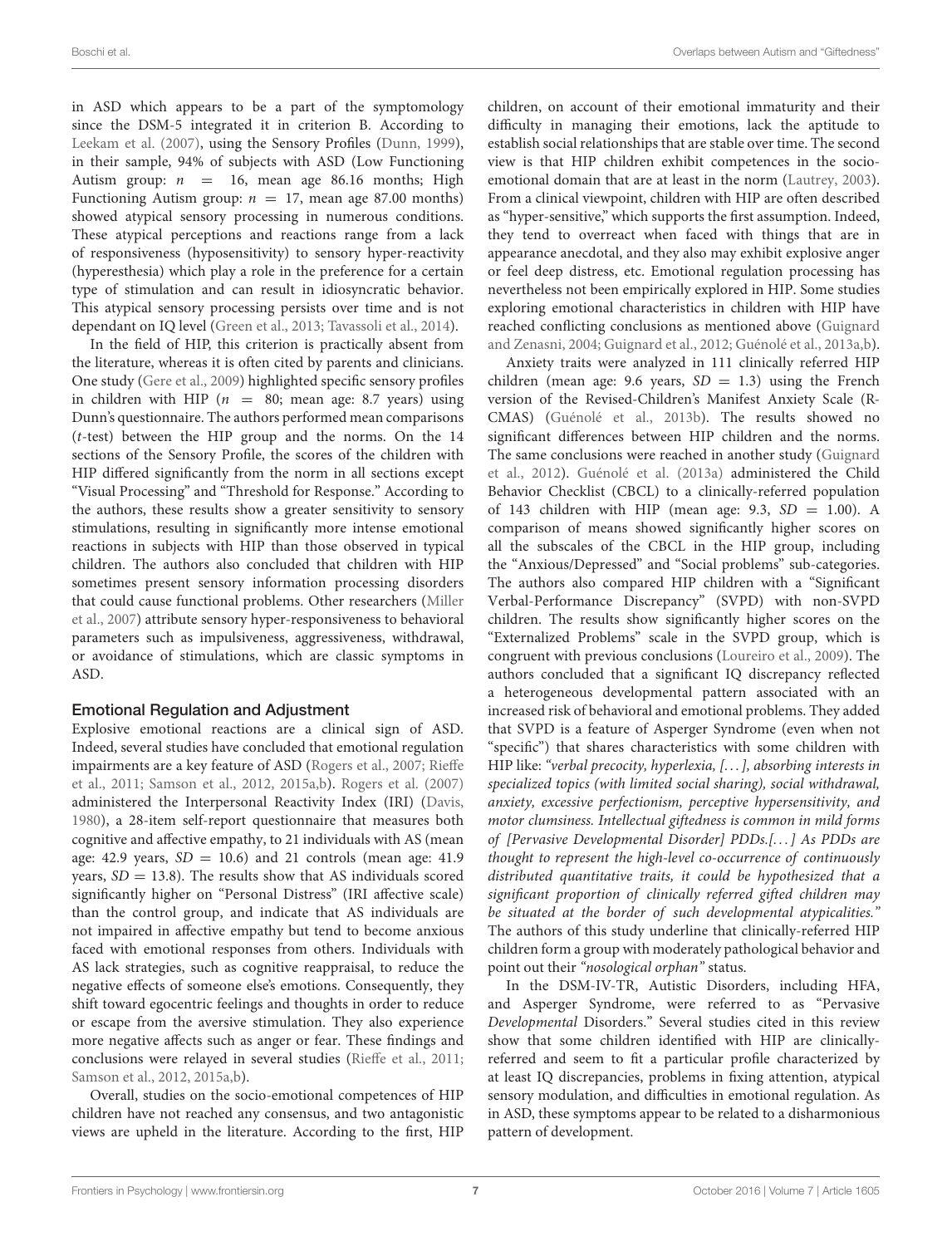in ASD which appears to be a part of the symptomology since the DSM-5 integrated it in criterion B. According to Leekam et al. (2007), using the Sensory Profiles (Dunn, 1999), in their sample, 94% of subjects with ASD (Low Functioning Autism group: $n = 16$, mean age 86.16 months; High Functioning Autism group: $n = 17$, mean age 87.00 months) showed atypical sensory processing in numerous conditions. These atypical perceptions and reactions range from a lack of responsiveness (hyposensitivity) to sensory hyper-reactivity (hyperesthesia) which play a role in the preference for a certain type of stimulation and can result in idiosyncratic behavior. This atypical sensory processing persists over time and is not dependant on IQ level (Green et al., 2013; Tavassoli et al., 2014).

In the field of HIP, this criterion is practically absent from the literature, whereas it is often cited by parents and clinicians. One study (Gere et al., 2009) highlighted specific sensory profiles in children with HIP ($n = 80$; mean age: 8.7 years) using Dunn's questionnaire. The authors performed mean comparisons ($t$-test) between the HIP group and the norms. On the 14 sections of the Sensory Profile, the scores of the children with HIP differed significantly from the norm in all sections except "Visual Processing" and "Threshold for Response." According to the authors, these results show a greater sensitivity to sensory stimulations, resulting in significantly more intense emotional reactions in subjects with HIP than those observed in typical children. The authors also concluded that children with HIP sometimes present sensory information processing disorders that could cause functional problems. Other researchers (Miller et al., 2007) attribute sensory hyper-responsiveness to behavioral parameters such as impulsiveness, aggressiveness, withdrawal, or avoidance of stimulations, which are classic symptoms in ASD.

### Emotional Regulation and Adjustment

Explosive emotional reactions are a clinical sign of ASD. Indeed, several studies have concluded that emotional regulation impairments are a key feature of ASD (Rogers et al., 2007; Rieffe et al., 2011; Samson et al., 2012, 2015a,b). Rogers et al. (2007) administered the Interpersonal Reactivity Index (IRI) (Davis, 1980), a 28-item self-report questionnaire that measures both cognitive and affective empathy, to 21 individuals with AS (mean age: 42.9 years, $SD = 10.6$) and 21 controls (mean age: 41.9 years, $SD = 13.8$). The results show that AS individuals scored significantly higher on "Personal Distress" (IRI affective scale) than the control group, and indicate that AS individuals are not impaired in affective empathy but tend to become anxious faced with emotional responses from others. Individuals with AS lack strategies, such as cognitive reappraisal, to reduce the negative effects of someone else's emotions. Consequently, they shift toward egocentric feelings and thoughts in order to reduce or escape from the aversive stimulation. They also experience more negative affects such as anger or fear. These findings and conclusions were relayed in several studies (Rieffe et al., 2011; Samson et al., 2012, 2015a,b).

Overall, studies on the socio-emotional competences of HIP children have not reached any consensus, and two antagonistic views are upheld in the literature. According to the first, HIP children, on account of their emotional immaturity and their difficulty in managing their emotions, lack the aptitude to establish social relationships that are stable over time. The second view is that HIP children exhibit competences in the socio-emotional domain that are at least in the norm (Lautrey, 2003). From a clinical viewpoint, children with HIP are often described as "hyper-sensitive," which supports the first assumption. Indeed, they tend to overreact when faced with things that are in appearance anecdotal, and they also may exhibit explosive anger or feel deep distress, etc. Emotional regulation processing has nevertheless not been empirically explored in HIP. Some studies exploring emotional characteristics in children with HIP have reached conflicting conclusions as mentioned above (Guignard and Zenasni, 2004; Guignard et al., 2012; Guénolé et al., 2013a,b).

Anxiety traits were analyzed in 111 clinically referred HIP children (mean age: 9.6 years, $SD = 1.3$) using the French version of the Revised-Children's Manifest Anxiety Scale (R-CMAS) (Guénolé et al., 2013b). The results showed no significant differences between HIP children and the norms. The same conclusions were reached in another study (Guignard et al., 2012). Guénolé et al. (2013a) administered the Child Behavior Checklist (CBCL) to a clinically-referred population of 143 children with HIP (mean age: 9.3, $SD = 1.00$). A comparison of means showed significantly higher scores on all the subscales of the CBCL in the HIP group, including the "Anxious/Depressed" and "Social problems" sub-categories. The authors also compared HIP children with a "Significant Verbal-Performance Discrepancy" (SVPD) with non-SVPD children. The results show significantly higher scores on the "Externalized Problems" scale in the SVPD group, which is congruent with previous conclusions (Loureiro et al., 2009). The authors concluded that a significant IQ discrepancy reflected a heterogeneous developmental pattern associated with an increased risk of behavioral and emotional problems. They added that SVPD is a feature of Asperger Syndrome (even when not "specific") that shares characteristics with some children with HIP like: *"verbal precocity, hyperlexia, [...], absorbing interests in specialized topics (with limited social sharing), social withdrawal, anxiety, excessive perfectionism, perceptive hypersensitivity, and motor clumsiness. Intellectual giftedness is common in mild forms of [Pervasive Developmental Disorder] PDDs.[...] As PDDs are thought to represent the high-level co-occurrence of continuously distributed quantitative traits, it could be hypothesized that a significant proportion of clinically referred gifted children may be situated at the border of such developmental atypicalities."* The authors of this study underline that clinically-referred HIP children form a group with moderately pathological behavior and point out their *"nosological orphan"* status.

In the DSM-IV-TR, Autistic Disorders, including HFA, and Asperger Syndrome, were referred to as "Pervasive *Developmental* Disorders." Several studies cited in this review show that some children identified with HIP are clinically-referred and seem to fit a particular profile characterized by at least IQ discrepancies, problems in fixing attention, atypical sensory modulation, and difficulties in emotional regulation. As in ASD, these symptoms appear to be related to a disharmonious pattern of development.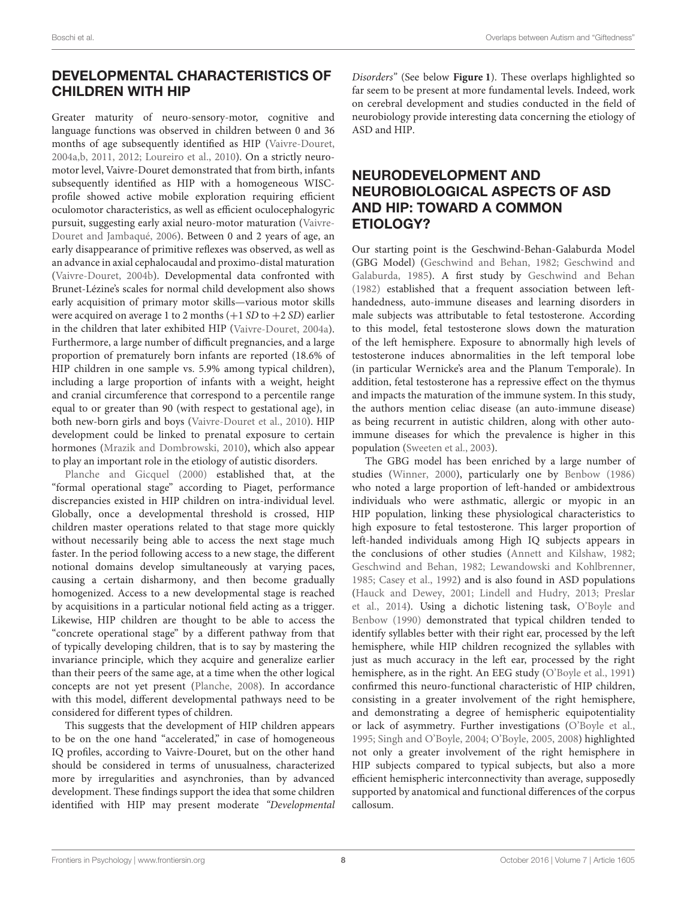## DEVELOPMENTAL CHARACTERISTICS OF CHILDREN WITH HIP

Greater maturity of neuro-sensory-motor, cognitive and language functions was observed in children between 0 and 36 months of age subsequently identified as HIP (Vaivre-Douret, 2004a,b, 2011, 2012; Loureiro et al., 2010). On a strictly neuro-motor level, Vaivre-Douret demonstrated that from birth, infants subsequently identified as HIP with a homogeneous WISC-profile showed active mobile exploration requiring efficient oculomotor characteristics, as well as efficient oculocephalogyric pursuit, suggesting early axial neuro-motor maturation (Vaivre-Douret and Jambaqué, 2006). Between 0 and 2 years of age, an early disappearance of primitive reflexes was observed, as well as an advance in axial cephalocaudal and proximo-distal maturation (Vaivre-Douret, 2004b). Developmental data confronted with Brunet-Lézine's scales for normal child development also shows early acquisition of primary motor skills—various motor skills were acquired on average 1 to 2 months (+1 *SD* to +2 *SD*) earlier in the children that later exhibited HIP (Vaivre-Douret, 2004a). Furthermore, a large number of difficult pregnancies, and a large proportion of prematurely born infants are reported (18.6% of HIP children in one sample vs. 5.9% among typical children), including a large proportion of infants with a weight, height and cranial circumference that correspond to a percentile range equal to or greater than 90 (with respect to gestational age), in both new-born girls and boys (Vaivre-Douret et al., 2010). HIP development could be linked to prenatal exposure to certain hormones (Mrazik and Dombrowski, 2010), which also appear to play an important role in the etiology of autistic disorders.

Planche and Gicquel (2000) established that, at the "formal operational stage" according to Piaget, performance discrepancies existed in HIP children on intra-individual level. Globally, once a developmental threshold is crossed, HIP children master operations related to that stage more quickly without necessarily being able to access the next stage much faster. In the period following access to a new stage, the different notional domains develop simultaneously at varying paces, causing a certain disharmony, and then become gradually homogenized. Access to a new developmental stage is reached by acquisitions in a particular notional field acting as a trigger. Likewise, HIP children are thought to be able to access the "concrete operational stage" by a different pathway from that of typically developing children, that is to say by mastering the invariance principle, which they acquire and generalize earlier than their peers of the same age, at a time when the other logical concepts are not yet present (Planche, 2008). In accordance with this model, different developmental pathways need to be considered for different types of children.

This suggests that the development of HIP children appears to be on the one hand "accelerated," in case of homogeneous IQ profiles, according to Vaivre-Douret, but on the other hand should be considered in terms of unusualness, characterized more by irregularities and asynchronies, than by advanced development. These findings support the idea that some children identified with HIP may present moderate *"Developmental Disorders"* (See below **Figure 1**). These overlaps highlighted so far seem to be present at more fundamental levels. Indeed, work on cerebral development and studies conducted in the field of neurobiology provide interesting data concerning the etiology of ASD and HIP.

## NEURODEVELOPMENT AND NEUROBIOLOGICAL ASPECTS OF ASD AND HIP: TOWARD A COMMON ETIOLOGY?

Our starting point is the Geschwind-Behan-Galaburda Model (GBG Model) (Geschwind and Behan, 1982; Geschwind and Galaburda, 1985). A first study by Geschwind and Behan (1982) established that a frequent association between left-handedness, auto-immune diseases and learning disorders in male subjects was attributable to fetal testosterone. According to this model, fetal testosterone slows down the maturation of the left hemisphere. Exposure to abnormally high levels of testosterone induces abnormalities in the left temporal lobe (in particular Wernicke's area and the Planum Temporale). In addition, fetal testosterone has a repressive effect on the thymus and impacts the maturation of the immune system. In this study, the authors mention celiac disease (an auto-immune disease) as being recurrent in autistic children, along with other auto-immune diseases for which the prevalence is higher in this population (Sweeten et al., 2003).

The GBG model has been enriched by a large number of studies (Winner, 2000), particularly one by Benbow (1986) who noted a large proportion of left-handed or ambidextrous individuals who were asthmatic, allergic or myopic in an HIP population, linking these physiological characteristics to high exposure to fetal testosterone. This larger proportion of left-handed individuals among High IQ subjects appears in the conclusions of other studies (Annett and Kilshaw, 1982; Geschwind and Behan, 1982; Lewandowski and Kohlbrenner, 1985; Casey et al., 1992) and is also found in ASD populations (Hauck and Dewey, 2001; Lindell and Hudry, 2013; Preslar et al., 2014). Using a dichotic listening task, O'Boyle and Benbow (1990) demonstrated that typical children tended to identify syllables better with their right ear, processed by the left hemisphere, while HIP children recognized the syllables with just as much accuracy in the left ear, processed by the right hemisphere, as in the right. An EEG study (O'Boyle et al., 1991) confirmed this neuro-functional characteristic of HIP children, consisting in a greater involvement of the right hemisphere, and demonstrating a degree of hemispheric equipotentiality or lack of asymmetry. Further investigations (O'Boyle et al., 1995; Singh and O'Boyle, 2004; O'Boyle, 2005, 2008) highlighted not only a greater involvement of the right hemisphere in HIP subjects compared to typical subjects, but also a more efficient hemispheric interconnectivity than average, supposedly supported by anatomical and functional differences of the corpus callosum.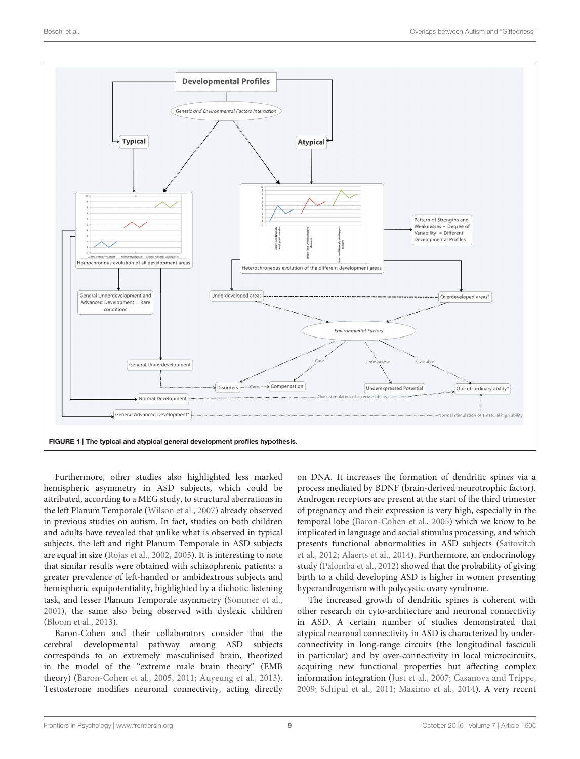FIGURE 1 | The typical and atypical general development profiles hypothesis.

Furthermore, other studies also highlighted less marked hemispheric asymmetry in ASD subjects, which could be attributed, according to a MEG study, to structural aberrations in the left Planum Temporale (Wilson et al., 2007) already observed in previous studies on autism. In fact, studies on both children and adults have revealed that unlike what is observed in typical subjects, the left and right Planum Temporale in ASD subjects are equal in size (Rojas et al., 2002, 2005). It is interesting to note that similar results were obtained with schizophrenic patients: a greater prevalence of left-handed or ambidextrous subjects and hemispheric equipotentiality, highlighted by a dichotic listening task, and lesser Planum Temporale asymmetry (Sommer et al., 2001), the same also being observed with dyslexic children (Bloom et al., 2013).

Baron-Cohen and their collaborators consider that the cerebral developmental pathway among ASD subjects corresponds to an extremely masculinised brain, theorized in the model of the "extreme male brain theory" (EMB theory) (Baron-Cohen et al., 2005, 2011; Auyeung et al., 2013). Testosterone modifies neuronal connectivity, acting directly on DNA. It increases the formation of dendritic spines via a process mediated by BDNF (brain-derived neurotrophic factor). Androgen receptors are present at the start of the third trimester of pregnancy and their expression is very high, especially in the temporal lobe (Baron-Cohen et al., 2005) which we know to be implicated in language and social stimulus processing, and which presents functional abnormalities in ASD subjects (Saitovitch et al., 2012; Alaerts et al., 2014). Furthermore, an endocrinology study (Palomba et al., 2012) showed that the probability of giving birth to a child developing ASD is higher in women presenting hyperandrogenism with polycystic ovary syndrome.

The increased growth of dendritic spines is coherent with other research on cyto-architecture and neuronal connectivity in ASD. A certain number of studies demonstrated that atypical neuronal connectivity in ASD is characterized by under-connectivity in long-range circuits (the longitudinal fasciculi in particular) and by over-connectivity in local microcircuits, acquiring new functional properties but affecting complex information integration (Just et al., 2007; Casanova and Trippe, 2009; Schipul et al., 2011; Maximo et al., 2014). A very recent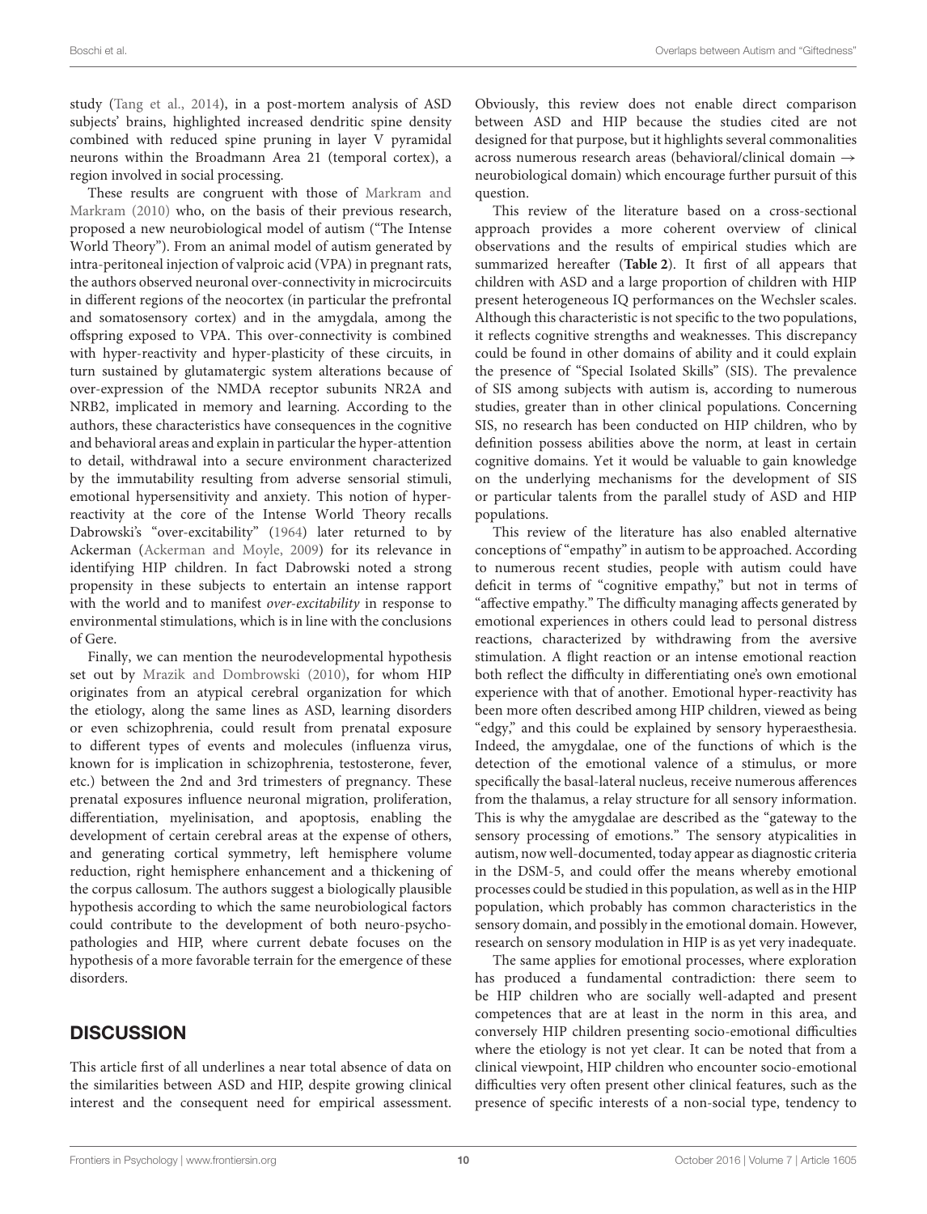study (Tang et al., 2014), in a post-mortem analysis of ASD subjects' brains, highlighted increased dendritic spine density combined with reduced spine pruning in layer V pyramidal neurons within the Broadmann Area 21 (temporal cortex), a region involved in social processing.

These results are congruent with those of Markram and Markram (2010) who, on the basis of their previous research, proposed a new neurobiological model of autism ("The Intense World Theory"). From an animal model of autism generated by intra-peritoneal injection of valproic acid (VPA) in pregnant rats, the authors observed neuronal over-connectivity in microcircuits in different regions of the neocortex (in particular the prefrontal and somatosensory cortex) and in the amygdala, among the offspring exposed to VPA. This over-connectivity is combined with hyper-reactivity and hyper-plasticity of these circuits, in turn sustained by glutamatergic system alterations because of over-expression of the NMDA receptor subunits NR2A and NRB2, implicated in memory and learning. According to the authors, these characteristics have consequences in the cognitive and behavioral areas and explain in particular the hyper-attention to detail, withdrawal into a secure environment characterized by the immutability resulting from adverse sensorial stimuli, emotional hypersensitivity and anxiety. This notion of hyper-reactivity at the core of the Intense World Theory recalls Dabrowski's "over-excitability" (1964) later returned to by Ackerman (Ackerman and Moyle, 2009) for its relevance in identifying HIP children. In fact Dabrowski noted a strong propensity in these subjects to entertain an intense rapport with the world and to manifest *over-excitability* in response to environmental stimulations, which is in line with the conclusions of Gere.

Finally, we can mention the neurodevelopmental hypothesis set out by Mrazik and Dombrowski (2010), for whom HIP originates from an atypical cerebral organization for which the etiology, along the same lines as ASD, learning disorders or even schizophrenia, could result from prenatal exposure to different types of events and molecules (influenza virus, known for is implication in schizophrenia, testosterone, fever, etc.) between the 2nd and 3rd trimesters of pregnancy. These prenatal exposures influence neuronal migration, proliferation, differentiation, myelinisation, and apoptosis, enabling the development of certain cerebral areas at the expense of others, and generating cortical symmetry, left hemisphere volume reduction, right hemisphere enhancement and a thickening of the corpus callosum. The authors suggest a biologically plausible hypothesis according to which the same neurobiological factors could contribute to the development of both neuro-psycho-pathologies and HIP, where current debate focuses on the hypothesis of a more favorable terrain for the emergence of these disorders.

## DISCUSSION

This article first of all underlines a near total absence of data on the similarities between ASD and HIP, despite growing clinical interest and the consequent need for empirical assessment. Obviously, this review does not enable direct comparison between ASD and HIP because the studies cited are not designed for that purpose, but it highlights several commonalities across numerous research areas (behavioral/clinical domain → neurobiological domain) which encourage further pursuit of this question.

This review of the literature based on a cross-sectional approach provides a more coherent overview of clinical observations and the results of empirical studies which are summarized hereafter (**Table 2**). It first of all appears that children with ASD and a large proportion of children with HIP present heterogeneous IQ performances on the Wechsler scales. Although this characteristic is not specific to the two populations, it reflects cognitive strengths and weaknesses. This discrepancy could be found in other domains of ability and it could explain the presence of "Special Isolated Skills" (SIS). The prevalence of SIS among subjects with autism is, according to numerous studies, greater than in other clinical populations. Concerning SIS, no research has been conducted on HIP children, who by definition possess abilities above the norm, at least in certain cognitive domains. Yet it would be valuable to gain knowledge on the underlying mechanisms for the development of SIS or particular talents from the parallel study of ASD and HIP populations.

This review of the literature has also enabled alternative conceptions of "empathy" in autism to be approached. According to numerous recent studies, people with autism could have deficit in terms of "cognitive empathy," but not in terms of "affective empathy." The difficulty managing affects generated by emotional experiences in others could lead to personal distress reactions, characterized by withdrawing from the aversive stimulation. A flight reaction or an intense emotional reaction both reflect the difficulty in differentiating one's own emotional experience with that of another. Emotional hyper-reactivity has been more often described among HIP children, viewed as being "edgy," and this could be explained by sensory hyperaesthesia. Indeed, the amygdalae, one of the functions of which is the detection of the emotional valence of a stimulus, or more specifically the basal-lateral nucleus, receive numerous afferences from the thalamus, a relay structure for all sensory information. This is why the amygdalae are described as the "gateway to the sensory processing of emotions." The sensory atypicalities in autism, now well-documented, today appear as diagnostic criteria in the DSM-5, and could offer the means whereby emotional processes could be studied in this population, as well as in the HIP population, which probably has common characteristics in the sensory domain, and possibly in the emotional domain. However, research on sensory modulation in HIP is as yet very inadequate.

The same applies for emotional processes, where exploration has produced a fundamental contradiction: there seem to be HIP children who are socially well-adapted and present competences that are at least in the norm in this area, and conversely HIP children presenting socio-emotional difficulties where the etiology is not yet clear. It can be noted that from a clinical viewpoint, HIP children who encounter socio-emotional difficulties very often present other clinical features, such as the presence of specific interests of a non-social type, tendency to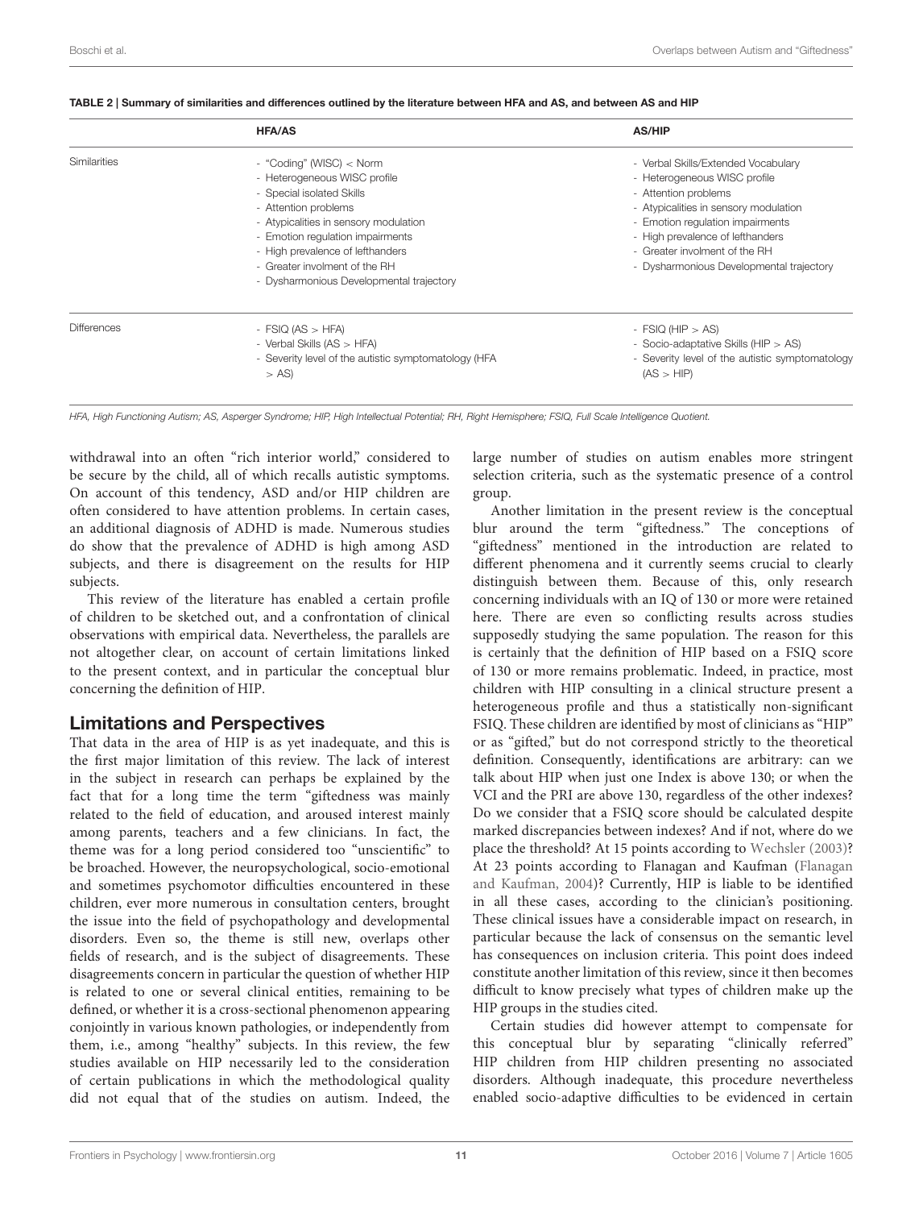**TABLE 2 | Summary of similarities and differences outlined by the literature between HFA and AS, and between AS and HIP**

| | HFA/AS | AS/HIP |
|---|---|---|
| Similarities | - "Coding" (WISC) < Norm<br>- Heterogeneous WISC profile<br>- Special isolated Skills<br>- Attention problems<br>- Atypicalities in sensory modulation<br>- Emotion regulation impairments<br>- High prevalence of lefthanders<br>- Greater involment of the RH<br>- Dysharmonious Developmental trajectory | - Verbal Skills/Extended Vocabulary<br>- Heterogeneous WISC profile<br>- Attention problems<br>- Atypicalities in sensory modulation<br>- Emotion regulation impairments<br>- High prevalence of lefthanders<br>- Greater involment of the RH<br>- Dysharmonious Developmental trajectory |
| Differences | - FSIQ (AS > HFA)<br>- Verbal Skills (AS > HFA)<br>- Severity level of the autistic symptomatology (HFA > AS) | - FSIQ (HIP > AS)<br>- Socio-adaptative Skills (HIP > AS)<br>- Severity level of the autistic symptomatology (AS > HIP) |

*HFA, High Functioning Autism; AS, Asperger Syndrome; HIP, High Intellectual Potential; RH, Right Hemisphere; FSIQ, Full Scale Intelligence Quotient.*

withdrawal into an often "rich interior world," considered to be secure by the child, all of which recalls autistic symptoms. On account of this tendency, ASD and/or HIP children are often considered to have attention problems. In certain cases, an additional diagnosis of ADHD is made. Numerous studies do show that the prevalence of ADHD is high among ASD subjects, and there is disagreement on the results for HIP subjects.

This review of the literature has enabled a certain profile of children to be sketched out, and a confrontation of clinical observations with empirical data. Nevertheless, the parallels are not altogether clear, on account of certain limitations linked to the present context, and in particular the conceptual blur concerning the definition of HIP.

## Limitations and Perspectives

That data in the area of HIP is as yet inadequate, and this is the first major limitation of this review. The lack of interest in the subject in research can perhaps be explained by the fact that for a long time the term "giftedness was mainly related to the field of education, and aroused interest mainly among parents, teachers and a few clinicians. In fact, the theme was for a long period considered too "unscientific" to be broached. However, the neuropsychological, socio-emotional and sometimes psychomotor difficulties encountered in these children, ever more numerous in consultation centers, brought the issue into the field of psychopathology and developmental disorders. Even so, the theme is still new, overlaps other fields of research, and is the subject of disagreements. These disagreements concern in particular the question of whether HIP is related to one or several clinical entities, remaining to be defined, or whether it is a cross-sectional phenomenon appearing conjointly in various known pathologies, or independently from them, i.e., among "healthy" subjects. In this review, the few studies available on HIP necessarily led to the consideration of certain publications in which the methodological quality did not equal that of the studies on autism. Indeed, the large number of studies on autism enables more stringent selection criteria, such as the systematic presence of a control group.

Another limitation in the present review is the conceptual blur around the term "giftedness." The conceptions of "giftedness" mentioned in the introduction are related to different phenomena and it currently seems crucial to clearly distinguish between them. Because of this, only research concerning individuals with an IQ of 130 or more were retained here. There are even so conflicting results across studies supposedly studying the same population. The reason for this is certainly that the definition of HIP based on a FSIQ score of 130 or more remains problematic. Indeed, in practice, most children with HIP consulting in a clinical structure present a heterogeneous profile and thus a statistically non-significant FSIQ. These children are identified by most of clinicians as "HIP" or as "gifted," but do not correspond strictly to the theoretical definition. Consequently, identifications are arbitrary: can we talk about HIP when just one Index is above 130; or when the VCI and the PRI are above 130, regardless of the other indexes? Do we consider that a FSIQ score should be calculated despite marked discrepancies between indexes? And if not, where do we place the threshold? At 15 points according to Wechsler (2003)? At 23 points according to Flanagan and Kaufman (Flanagan and Kaufman, 2004)? Currently, HIP is liable to be identified in all these cases, according to the clinician's positioning. These clinical issues have a considerable impact on research, in particular because the lack of consensus on the semantic level has consequences on inclusion criteria. This point does indeed constitute another limitation of this review, since it then becomes difficult to know precisely what types of children make up the HIP groups in the studies cited.

Certain studies did however attempt to compensate for this conceptual blur by separating "clinically referred" HIP children from HIP children presenting no associated disorders. Although inadequate, this procedure nevertheless enabled socio-adaptive difficulties to be evidenced in certain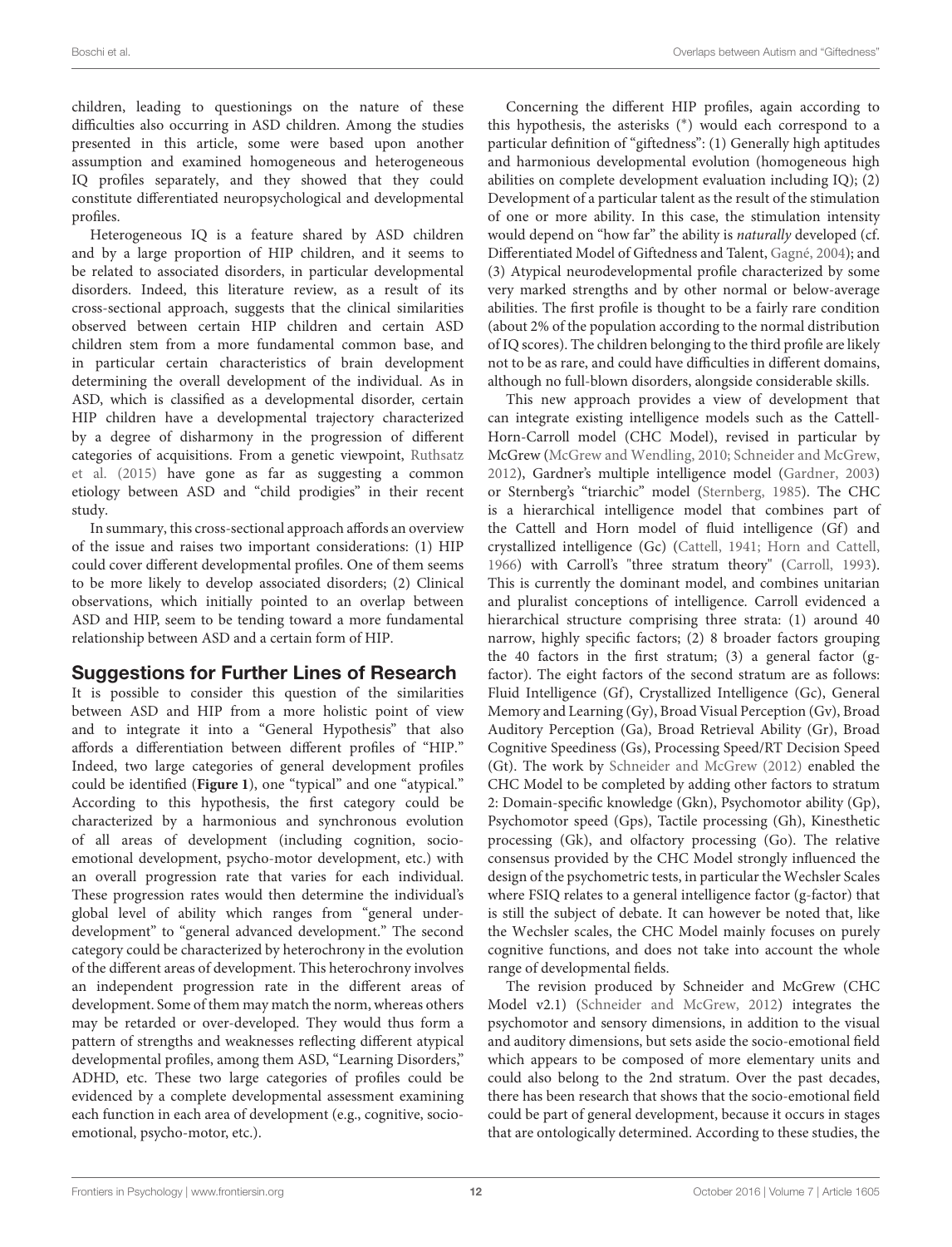children, leading to questionings on the nature of these difficulties also occurring in ASD children. Among the studies presented in this article, some were based upon another assumption and examined homogeneous and heterogeneous IQ profiles separately, and they showed that they could constitute differentiated neuropsychological and developmental profiles.

Heterogeneous IQ is a feature shared by ASD children and by a large proportion of HIP children, and it seems to be related to associated disorders, in particular developmental disorders. Indeed, this literature review, as a result of its cross-sectional approach, suggests that the clinical similarities observed between certain HIP children and certain ASD children stem from a more fundamental common base, and in particular certain characteristics of brain development determining the overall development of the individual. As in ASD, which is classified as a developmental disorder, certain HIP children have a developmental trajectory characterized by a degree of disharmony in the progression of different categories of acquisitions. From a genetic viewpoint, Ruthsatz et al. (2015) have gone as far as suggesting a common etiology between ASD and "child prodigies" in their recent study.

In summary, this cross-sectional approach affords an overview of the issue and raises two important considerations: (1) HIP could cover different developmental profiles. One of them seems to be more likely to develop associated disorders; (2) Clinical observations, which initially pointed to an overlap between ASD and HIP, seem to be tending toward a more fundamental relationship between ASD and a certain form of HIP.

## Suggestions for Further Lines of Research

It is possible to consider this question of the similarities between ASD and HIP from a more holistic point of view and to integrate it into a "General Hypothesis" that also affords a differentiation between different profiles of "HIP." Indeed, two large categories of general development profiles could be identified (**Figure 1**), one "typical" and one "atypical." According to this hypothesis, the first category could be characterized by a harmonious and synchronous evolution of all areas of development (including cognition, socio-emotional development, psycho-motor development, etc.) with an overall progression rate that varies for each individual. These progression rates would then determine the individual's global level of ability which ranges from "general under-development" to "general advanced development." The second category could be characterized by heterochrony in the evolution of the different areas of development. This heterochrony involves an independent progression rate in the different areas of development. Some of them may match the norm, whereas others may be retarded or over-developed. They would thus form a pattern of strengths and weaknesses reflecting different atypical developmental profiles, among them ASD, "Learning Disorders," ADHD, etc. These two large categories of profiles could be evidenced by a complete developmental assessment examining each function in each area of development (e.g., cognitive, socio-emotional, psycho-motor, etc.).

Concerning the different HIP profiles, again according to this hypothesis, the asterisks (*) would each correspond to a particular definition of "giftedness": (1) Generally high aptitudes and harmonious developmental evolution (homogeneous high abilities on complete development evaluation including IQ); (2) Development of a particular talent as the result of the stimulation of one or more ability. In this case, the stimulation intensity would depend on "how far" the ability is *naturally* developed (cf. Differentiated Model of Giftedness and Talent, Gagné, 2004); and (3) Atypical neurodevelopmental profile characterized by some very marked strengths and by other normal or below-average abilities. The first profile is thought to be a fairly rare condition (about 2% of the population according to the normal distribution of IQ scores). The children belonging to the third profile are likely not to be as rare, and could have difficulties in different domains, although no full-blown disorders, alongside considerable skills.

This new approach provides a view of development that can integrate existing intelligence models such as the Cattell-Horn-Carroll model (CHC Model), revised in particular by McGrew (McGrew and Wendling, 2010; Schneider and McGrew, 2012), Gardner's multiple intelligence model (Gardner, 2003) or Sternberg's "triarchic" model (Sternberg, 1985). The CHC is a hierarchical intelligence model that combines part of the Cattell and Horn model of fluid intelligence (Gf) and crystallized intelligence (Gc) (Cattell, 1941; Horn and Cattell, 1966) with Carroll's "three stratum theory" (Carroll, 1993). This is currently the dominant model, and combines unitarian and pluralist conceptions of intelligence. Carroll evidenced a hierarchical structure comprising three strata: (1) around 40 narrow, highly specific factors; (2) 8 broader factors grouping the 40 factors in the first stratum; (3) a general factor (g-factor). The eight factors of the second stratum are as follows: Fluid Intelligence (Gf), Crystallized Intelligence (Gc), General Memory and Learning (Gy), Broad Visual Perception (Gv), Broad Auditory Perception (Ga), Broad Retrieval Ability (Gr), Broad Cognitive Speediness (Gs), Processing Speed/RT Decision Speed (Gt). The work by Schneider and McGrew (2012) enabled the CHC Model to be completed by adding other factors to stratum 2: Domain-specific knowledge (Gkn), Psychomotor ability (Gp), Psychomotor speed (Gps), Tactile processing (Gh), Kinesthetic processing (Gk), and olfactory processing (Go). The relative consensus provided by the CHC Model strongly influenced the design of the psychometric tests, in particular the Wechsler Scales where FSIQ relates to a general intelligence factor (g-factor) that is still the subject of debate. It can however be noted that, like the Wechsler scales, the CHC Model mainly focuses on purely cognitive functions, and does not take into account the whole range of developmental fields.

The revision produced by Schneider and McGrew (CHC Model v2.1) (Schneider and McGrew, 2012) integrates the psychomotor and sensory dimensions, in addition to the visual and auditory dimensions, but sets aside the socio-emotional field which appears to be composed of more elementary units and could also belong to the 2nd stratum. Over the past decades, there has been research that shows that the socio-emotional field could be part of general development, because it occurs in stages that are ontologically determined. According to these studies, the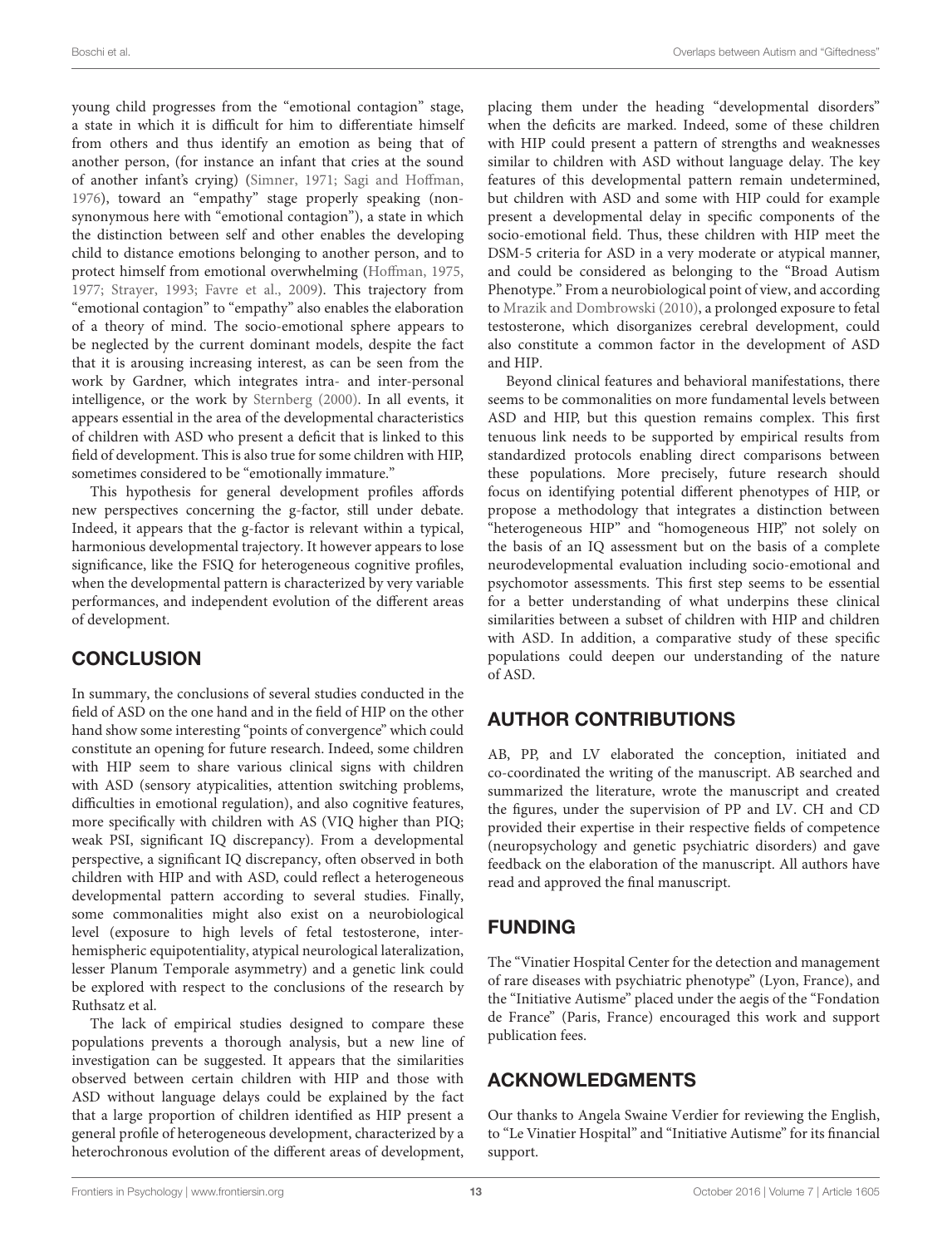young child progresses from the "emotional contagion" stage, a state in which it is difficult for him to differentiate himself from others and thus identify an emotion as being that of another person, (for instance an infant that cries at the sound of another infant's crying) (Simner, 1971; Sagi and Hoffman, 1976), toward an "empathy" stage properly speaking (non-synonymous here with "emotional contagion"), a state in which the distinction between self and other enables the developing child to distance emotions belonging to another person, and to protect himself from emotional overwhelming (Hoffman, 1975, 1977; Strayer, 1993; Favre et al., 2009). This trajectory from "emotional contagion" to "empathy" also enables the elaboration of a theory of mind. The socio-emotional sphere appears to be neglected by the current dominant models, despite the fact that it is arousing increasing interest, as can be seen from the work by Gardner, which integrates intra- and inter-personal intelligence, or the work by Sternberg (2000). In all events, it appears essential in the area of the developmental characteristics of children with ASD who present a deficit that is linked to this field of development. This is also true for some children with HIP, sometimes considered to be "emotionally immature."

This hypothesis for general development profiles affords new perspectives concerning the g-factor, still under debate. Indeed, it appears that the g-factor is relevant within a typical, harmonious developmental trajectory. It however appears to lose significance, like the FSIQ for heterogeneous cognitive profiles, when the developmental pattern is characterized by very variable performances, and independent evolution of the different areas of development.

## CONCLUSION

In summary, the conclusions of several studies conducted in the field of ASD on the one hand and in the field of HIP on the other hand show some interesting "points of convergence" which could constitute an opening for future research. Indeed, some children with HIP seem to share various clinical signs with children with ASD (sensory atypicalities, attention switching problems, difficulties in emotional regulation), and also cognitive features, more specifically with children with AS (VIQ higher than PIQ; weak PSI, significant IQ discrepancy). From a developmental perspective, a significant IQ discrepancy, often observed in both children with HIP and with ASD, could reflect a heterogeneous developmental pattern according to several studies. Finally, some commonalities might also exist on a neurobiological level (exposure to high levels of fetal testosterone, inter-hemispheric equipotentiality, atypical neurological lateralization, lesser Planum Temporale asymmetry) and a genetic link could be explored with respect to the conclusions of the research by Ruthsatz et al.

The lack of empirical studies designed to compare these populations prevents a thorough analysis, but a new line of investigation can be suggested. It appears that the similarities observed between certain children with HIP and those with ASD without language delays could be explained by the fact that a large proportion of children identified as HIP present a general profile of heterogeneous development, characterized by a heterochronous evolution of the different areas of development, placing them under the heading "developmental disorders" when the deficits are marked. Indeed, some of these children with HIP could present a pattern of strengths and weaknesses similar to children with ASD without language delay. The key features of this developmental pattern remain undetermined, but children with ASD and some with HIP could for example present a developmental delay in specific components of the socio-emotional field. Thus, these children with HIP meet the DSM-5 criteria for ASD in a very moderate or atypical manner, and could be considered as belonging to the "Broad Autism Phenotype." From a neurobiological point of view, and according to Mrazik and Dombrowski (2010), a prolonged exposure to fetal testosterone, which disorganizes cerebral development, could also constitute a common factor in the development of ASD and HIP.

Beyond clinical features and behavioral manifestations, there seems to be commonalities on more fundamental levels between ASD and HIP, but this question remains complex. This first tenuous link needs to be supported by empirical results from standardized protocols enabling direct comparisons between these populations. More precisely, future research should focus on identifying potential different phenotypes of HIP, or propose a methodology that integrates a distinction between "heterogeneous HIP" and "homogeneous HIP," not solely on the basis of an IQ assessment but on the basis of a complete neurodevelopmental evaluation including socio-emotional and psychomotor assessments. This first step seems to be essential for a better understanding of what underpins these clinical similarities between a subset of children with HIP and children with ASD. In addition, a comparative study of these specific populations could deepen our understanding of the nature of ASD.

## AUTHOR CONTRIBUTIONS

AB, PP, and LV elaborated the conception, initiated and co-coordinated the writing of the manuscript. AB searched and summarized the literature, wrote the manuscript and created the figures, under the supervision of PP and LV. CH and CD provided their expertise in their respective fields of competence (neuropsychology and genetic psychiatric disorders) and gave feedback on the elaboration of the manuscript. All authors have read and approved the final manuscript.

## FUNDING

The "Vinatier Hospital Center for the detection and management of rare diseases with psychiatric phenotype" (Lyon, France), and the "Initiative Autisme" placed under the aegis of the "Fondation de France" (Paris, France) encouraged this work and support publication fees.

## ACKNOWLEDGMENTS

Our thanks to Angela Swaine Verdier for reviewing the English, to "Le Vinatier Hospital" and "Initiative Autisme" for its financial support.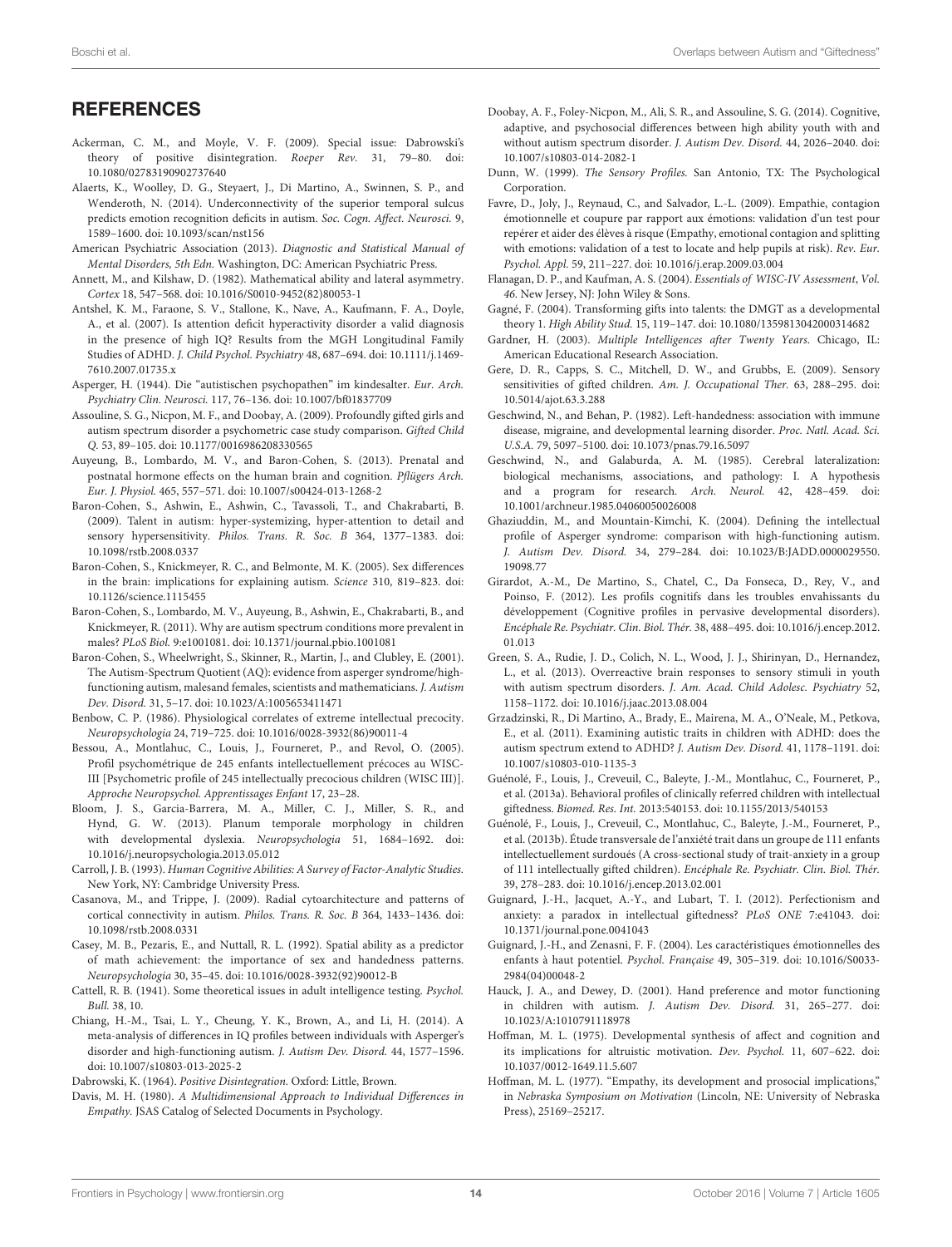## REFERENCES

Ackerman, C. M., and Moyle, V. F. (2009). Special issue: Dabrowski's theory of positive disintegration. *Roeper Rev.* 31, 79–80. doi: 10.1080/02783190902737640

Alaerts, K., Woolley, D. G., Steyaert, J., Di Martino, A., Swinnen, S. P., and Wenderoth, N. (2014). Underconnectivity of the superior temporal sulcus predicts emotion recognition deficits in autism. *Soc. Cogn. Affect. Neurosci.* 9, 1589–1600. doi: 10.1093/scan/nst156

American Psychiatric Association (2013). *Diagnostic and Statistical Manual of Mental Disorders, 5th Edn.* Washington, DC: American Psychiatric Press.

Annett, M., and Kilshaw, D. (1982). Mathematical ability and lateral asymmetry. *Cortex* 18, 547–568. doi: 10.1016/S0010-9452(82)80053-1

Antshel, K. M., Faraone, S. V., Stallone, K., Nave, A., Kaufmann, F. A., Doyle, A., et al. (2007). Is attention deficit hyperactivity disorder a valid diagnosis in the presence of high IQ? Results from the MGH Longitudinal Family Studies of ADHD. *J. Child Psychol. Psychiatry* 48, 687–694. doi: 10.1111/j.1469-7610.2007.01735.x

Asperger, H. (1944). Die "autistischen psychopathen" im kindesalter. *Eur. Arch. Psychiatry Clin. Neurosci.* 117, 76–136. doi: 10.1007/bf01837709

Assouline, S. G., Nicpon, M. F., and Doobay, A. (2009). Profoundly gifted girls and autism spectrum disorder a psychometric case study comparison. *Gifted Child Q.* 53, 89–105. doi: 10.1177/0016986208330565

Auyeung, B., Lombardo, M. V., and Baron-Cohen, S. (2013). Prenatal and postnatal hormone effects on the human brain and cognition. *Pflügers Arch. Eur. J. Physiol.* 465, 557–571. doi: 10.1007/s00424-013-1268-2

Baron-Cohen, S., Ashwin, E., Ashwin, C., Tavassoli, T., and Chakrabarti, B. (2009). Talent in autism: hyper-systemizing, hyper-attention to detail and sensory hypersensitivity. *Philos. Trans. R. Soc. B* 364, 1377–1383. doi: 10.1098/rstb.2008.0337

Baron-Cohen, S., Knickmeyer, R. C., and Belmonte, M. K. (2005). Sex differences in the brain: implications for explaining autism. *Science* 310, 819–823. doi: 10.1126/science.1115455

Baron-Cohen, S., Lombardo, M. V., Auyeung, B., Ashwin, E., Chakrabarti, B., and Knickmeyer, R. (2011). Why are autism spectrum conditions more prevalent in males? *PLoS Biol.* 9:e1001081. doi: 10.1371/journal.pbio.1001081

Baron-Cohen, S., Wheelwright, S., Skinner, R., Martin, J., and Clubley, E. (2001). The Autism-Spectrum Quotient (AQ): evidence from asperger syndrome/high-functioning autism, malesand females, scientists and mathematicians. *J. Autism Dev. Disord.* 31, 5–17. doi: 10.1023/A:1005653411471

Benbow, C. P. (1986). Physiological correlates of extreme intellectual precocity. *Neuropsychologia* 24, 719–725. doi: 10.1016/0028-3932(86)90011-4

Bessou, A., Montlahuc, C., Louis, J., Fourneret, P., and Revol, O. (2005). Profil psychométrique de 245 enfants intellectuellement précoces au WISC-III [Psychometric profile of 245 intellectually precocious children (WISC III)]. *Approche Neuropsychol. Apprentissages Enfant* 17, 23–28.

Bloom, J. S., Garcia-Barrera, M. A., Miller, C. J., Miller, S. R., and Hynd, G. W. (2013). Planum temporale morphology in children with developmental dyslexia. *Neuropsychologia* 51, 1684–1692. doi: 10.1016/j.neuropsychologia.2013.05.012

Carroll, J. B. (1993). *Human Cognitive Abilities: A Survey of Factor-Analytic Studies.* New York, NY: Cambridge University Press.

Casanova, M., and Trippe, J. (2009). Radial cytoarchitecture and patterns of cortical connectivity in autism. *Philos. Trans. R. Soc. B* 364, 1433–1436. doi: 10.1098/rstb.2008.0331

Casey, M. B., Pezaris, E., and Nuttall, R. L. (1992). Spatial ability as a predictor of math achievement: the importance of sex and handedness patterns. *Neuropsychologia* 30, 35–45. doi: 10.1016/0028-3932(92)90012-B

Cattell, R. B. (1941). Some theoretical issues in adult intelligence testing. *Psychol. Bull.* 38, 10.

Chiang, H.-M., Tsai, L. Y., Cheung, Y. K., Brown, A., and Li, H. (2014). A meta-analysis of differences in IQ profiles between individuals with Asperger's disorder and high-functioning autism. *J. Autism Dev. Disord.* 44, 1577–1596. doi: 10.1007/s10803-013-2025-2

Dabrowski, K. (1964). *Positive Disintegration.* Oxford: Little, Brown.

Davis, M. H. (1980). *A Multidimensional Approach to Individual Differences in Empathy.* JSAS Catalog of Selected Documents in Psychology.

Doobay, A. F., Foley-Nicpon, M., Ali, S. R., and Assouline, S. G. (2014). Cognitive, adaptive, and psychosocial differences between high ability youth with and without autism spectrum disorder. *J. Autism Dev. Disord.* 44, 2026–2040. doi: 10.1007/s10803-014-2082-1

Dunn, W. (1999). *The Sensory Profiles.* San Antonio, TX: The Psychological Corporation.

Favre, D., Joly, J., Reynaud, C., and Salvador, L.-L. (2009). Empathie, contagion émotionnelle et coupure par rapport aux émotions: validation d'un test pour repérer et aider des élèves à risque (Empathy, emotional contagion and splitting with emotions: validation of a test to locate and help pupils at risk). *Rev. Eur. Psychol. Appl.* 59, 211–227. doi: 10.1016/j.erap.2009.03.004

Flanagan, D. P., and Kaufman, A. S. (2004). *Essentials of WISC-IV Assessment, Vol. 46.* New Jersey, NJ: John Wiley & Sons.

Gagné, F. (2004). Transforming gifts into talents: the DMGT as a developmental theory 1. *High Ability Stud.* 15, 119–147. doi: 10.1080/1359813042000314682

Gardner, H. (2003). *Multiple Intelligences after Twenty Years.* Chicago, IL: American Educational Research Association.

Gere, D. R., Capps, S. C., Mitchell, D. W., and Grubbs, E. (2009). Sensory sensitivities of gifted children. *Am. J. Occupational Ther.* 63, 288–295. doi: 10.5014/ajot.63.3.288

Geschwind, N., and Behan, P. (1982). Left-handedness: association with immune disease, migraine, and developmental learning disorder. *Proc. Natl. Acad. Sci. U.S.A.* 79, 5097–5100. doi: 10.1073/pnas.79.16.5097

Geschwind, N., and Galaburda, A. M. (1985). Cerebral lateralization: biological mechanisms, associations, and pathology: I. A hypothesis and a program for research. *Arch. Neurol.* 42, 428–459. doi: 10.1001/archneur.1985.04060050026008

Ghaziuddin, M., and Mountain-Kimchi, K. (2004). Defining the intellectual profile of Asperger syndrome: comparison with high-functioning autism. *J. Autism Dev. Disord.* 34, 279–284. doi: 10.1023/B:JADD.0000029550.19098.77

Girardot, A.-M., De Martino, S., Chatel, C., Da Fonseca, D., Rey, V., and Poinso, F. (2012). Les profils cognitifs dans les troubles envahissants du développement (Cognitive profiles in pervasive developmental disorders). *Encéphale Re. Psychiatr. Clin. Biol. Thér.* 38, 488–495. doi: 10.1016/j.encep.2012.01.013

Green, S. A., Rudie, J. D., Colich, N. L., Wood, J. J., Shirinyan, D., Hernandez, L., et al. (2013). Overreactive brain responses to sensory stimuli in youth with autism spectrum disorders. *J. Am. Acad. Child Adolesc. Psychiatry* 52, 1158–1172. doi: 10.1016/j.jaac.2013.08.004

Grzadzinski, R., Di Martino, A., Brady, E., Mairena, M. A., O'Neale, M., Petkova, E., et al. (2011). Examining autistic traits in children with ADHD: does the autism spectrum extend to ADHD? *J. Autism Dev. Disord.* 41, 1178–1191. doi: 10.1007/s10803-010-1135-3

Guénolé, F., Louis, J., Creveuil, C., Baleyte, J.-M., Montlahuc, C., Fourneret, P., et al. (2013a). Behavioral profiles of clinically referred children with intellectual giftedness. *Biomed. Res. Int.* 2013:540153. doi: 10.1155/2013/540153

Guénolé, F., Louis, J., Creveuil, C., Montlahuc, C., Baleyte, J.-M., Fourneret, P., et al. (2013b). Étude transversale de l'anxiété trait dans un groupe de 111 enfants intellectuellement surdoués (A cross-sectional study of trait-anxiety in a group of 111 intellectually gifted children). *Encéphale Re. Psychiatr. Clin. Biol. Thér.* 39, 278–283. doi: 10.1016/j.encep.2013.02.001

Guignard, J.-H., Jacquet, A.-Y., and Lubart, T. I. (2012). Perfectionism and anxiety: a paradox in intellectual giftedness? *PLoS ONE* 7:e41043. doi: 10.1371/journal.pone.0041043

Guignard, J.-H., and Zenasni, F. F. (2004). Les caractéristiques émotionnelles des enfants à haut potentiel. *Psychol. Française* 49, 305–319. doi: 10.1016/S0033-2984(04)00048-2

Hauck, J. A., and Dewey, D. (2001). Hand preference and motor functioning in children with autism. *J. Autism Dev. Disord.* 31, 265–277. doi: 10.1023/A:1010791118978

Hoffman, M. L. (1975). Developmental synthesis of affect and cognition and its implications for altruistic motivation. *Dev. Psychol.* 11, 607–622. doi: 10.1037/0012-1649.11.5.607

Hoffman, M. L. (1977). "Empathy, its development and prosocial implications," in *Nebraska Symposium on Motivation* (Lincoln, NE: University of Nebraska Press), 25169–25217.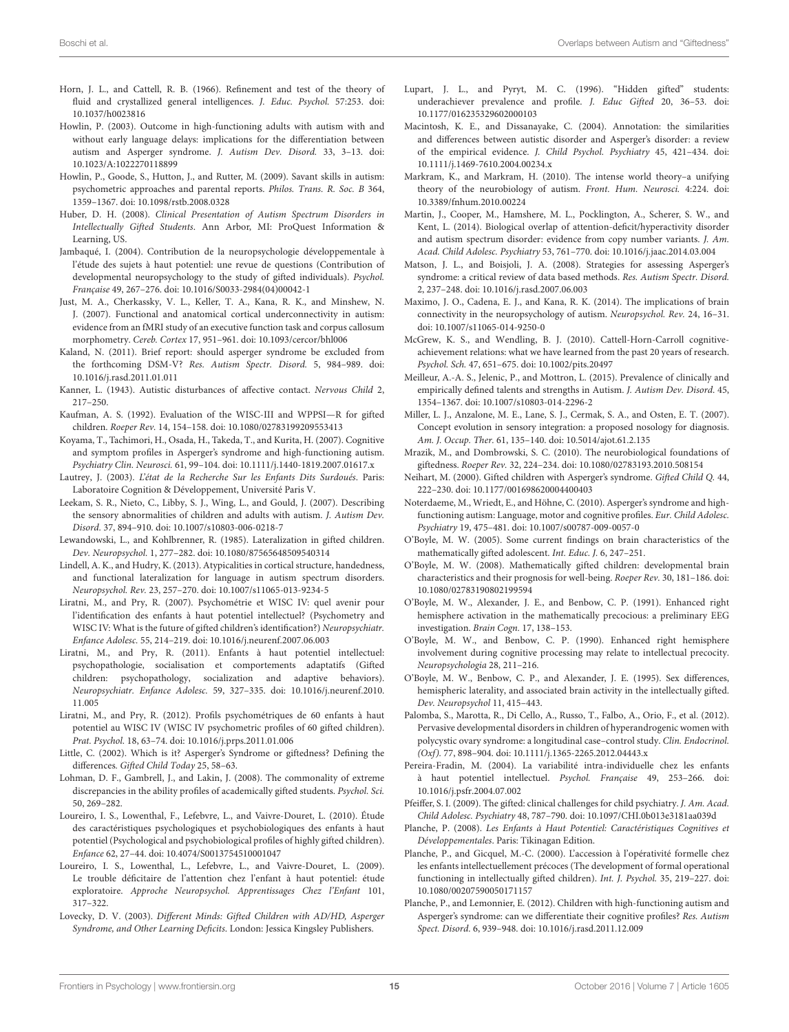Horn, J. L., and Cattell, R. B. (1966). Refinement and test of the theory of fluid and crystallized general intelligences. *J. Educ. Psychol.* 57:253. doi: 10.1037/h0023816

Howlin, P. (2003). Outcome in high-functioning adults with autism with and without early language delays: implications for the differentiation between autism and Asperger syndrome. *J. Autism Dev. Disord.* 33, 3–13. doi: 10.1023/A:1022270118899

Howlin, P., Goode, S., Hutton, J., and Rutter, M. (2009). Savant skills in autism: psychometric approaches and parental reports. *Philos. Trans. R. Soc. B* 364, 1359–1367. doi: 10.1098/rstb.2008.0328

Huber, D. H. (2008). *Clinical Presentation of Autism Spectrum Disorders in Intellectually Gifted Students.* Ann Arbor, MI: ProQuest Information & Learning, US.

Jambaqué, I. (2004). Contribution de la neuropsychologie développementale à l'étude des sujets à haut potentiel: une revue de questions (Contribution of developmental neuropsychology to the study of gifted individuals). *Psychol. Française* 49, 267–276. doi: 10.1016/S0033-2984(04)00042-1

Just, M. A., Cherkassky, V. L., Keller, T. A., Kana, R. K., and Minshew, N. J. (2007). Functional and anatomical cortical underconnectivity in autism: evidence from an fMRI study of an executive function task and corpus callosum morphometry. *Cereb. Cortex* 17, 951–961. doi: 10.1093/cercor/bhl006

Kaland, N. (2011). Brief report: should asperger syndrome be excluded from the forthcoming DSM-V? *Res. Autism Spectr. Disord.* 5, 984–989. doi: 10.1016/j.rasd.2011.01.011

Kanner, L. (1943). Autistic disturbances of affective contact. *Nervous Child* 2, 217–250.

Kaufman, A. S. (1992). Evaluation of the WISC-III and WPPSI—R for gifted children. *Roeper Rev.* 14, 154–158. doi: 10.1080/02783199209553413

Koyama, T., Tachimori, H., Osada, H., Takeda, T., and Kurita, H. (2007). Cognitive and symptom profiles in Asperger's syndrome and high-functioning autism. *Psychiatry Clin. Neurosci.* 61, 99–104. doi: 10.1111/j.1440-1819.2007.01617.x

Lautrey, J. (2003). *L'état de la Recherche Sur les Enfants Dits Surdoués.* Paris: Laboratoire Cognition & Développement, Université Paris V.

Leekam, S. R., Nieto, C., Libby, S. J., Wing, L., and Gould, J. (2007). Describing the sensory abnormalities of children and adults with autism. *J. Autism Dev. Disord.* 37, 894–910. doi: 10.1007/s10803-006-0218-7

Lewandowski, L., and Kohlbrenner, R. (1985). Lateralization in gifted children. *Dev. Neuropsychol.* 1, 277–282. doi: 10.1080/87565648509540314

Lindell, A. K., and Hudry, K. (2013). Atypicalities in cortical structure, handedness, and functional lateralization for language in autism spectrum disorders. *Neuropsychol. Rev.* 23, 257–270. doi: 10.1007/s11065-013-9234-5

Liratni, M., and Pry, R. (2007). Psychométrie et WISC IV: quel avenir pour l'identification des enfants à haut potentiel intellectuel? (Psychometry and WISC IV: What is the future of gifted children's identification?) *Neuropsychiatr. Enfance Adolesc.* 55, 214–219. doi: 10.1016/j.neurenf.2007.06.003

Liratni, M., and Pry, R. (2011). Enfants à haut potentiel intellectuel: psychopathologie, socialisation et comportements adaptatifs (Gifted children: psychopathology, socialization and adaptive behaviors). *Neuropsychiatr. Enfance Adolesc.* 59, 327–335. doi: 10.1016/j.neurenf.2010.11.005

Liratni, M., and Pry, R. (2012). Profils psychométriques de 60 enfants à haut potentiel au WISC IV (WISC IV psychometric profiles of 60 gifted children). *Prat. Psychol.* 18, 63–74. doi: 10.1016/j.prps.2011.01.006

Little, C. (2002). Which is it? Asperger's Syndrome or giftedness? Defining the differences. *Gifted Child Today* 25, 58–63.

Lohman, D. F., Gambrell, J., and Lakin, J. (2008). The commonality of extreme discrepancies in the ability profiles of academically gifted students. *Psychol. Sci.* 50, 269–282.

Loureiro, I. S., Lowenthal, F., Lefebvre, L., and Vaivre-Douret, L. (2010). Étude des caractéristiques psychologiques et psychobiologiques des enfants à haut potentiel (Psychological and psychobiological profiles of highly gifted children). *Enfance* 62, 27–44. doi: 10.4074/S0013754510001047

Loureiro, I. S., Lowenthal, F., Lefebvre, L., and Vaivre-Douret, L. (2009). Le trouble déficitaire de l'attention chez l'enfant à haut potentiel: étude exploratoire. *Approche Neuropsychol. Apprentissages Chez l'Enfant* 101, 317–322.

Lovecky, D. V. (2003). *Different Minds: Gifted Children with AD/HD, Asperger Syndrome, and Other Learning Deficits.* London: Jessica Kingsley Publishers.

Lupart, J. L., and Pyryt, M. C. (1996). "Hidden gifted" students: underachiever prevalence and profile. *J. Educ Gifted* 20, 36–53. doi: 10.1177/016235329602000103

Macintosh, K. E., and Dissanayake, C. (2004). Annotation: the similarities and differences between autistic disorder and Asperger's disorder: a review of the empirical evidence. *J. Child Psychol. Psychiatry* 45, 421–434. doi: 10.1111/j.1469-7610.2004.00234.x

Markram, K., and Markram, H. (2010). The intense world theory–a unifying theory of the neurobiology of autism. *Front. Hum. Neurosci.* 4:224. doi: 10.3389/fnhum.2010.00224

Martin, J., Cooper, M., Hamshere, M. L., Pocklington, A., Scherer, S. W., and Kent, L. (2014). Biological overlap of attention-deficit/hyperactivity disorder and autism spectrum disorder: evidence from copy number variants. *J. Am. Acad. Child Adolesc. Psychiatry* 53, 761–770. doi: 10.1016/j.jaac.2014.03.004

Matson, J. L., and Boisjoli, J. A. (2008). Strategies for assessing Asperger's syndrome: a critical review of data based methods. *Res. Autism Spectr. Disord.* 2, 237–248. doi: 10.1016/j.rasd.2007.06.003

Maximo, J. O., Cadena, E. J., and Kana, R. K. (2014). The implications of brain connectivity in the neuropsychology of autism. *Neuropsychol. Rev.* 24, 16–31. doi: 10.1007/s11065-014-9250-0

McGrew, K. S., and Wendling, B. J. (2010). Cattell-Horn-Carroll cognitive-achievement relations: what we have learned from the past 20 years of research. *Psychol. Sch.* 47, 651–675. doi: 10.1002/pits.20497

Meilleur, A.-A. S., Jelenic, P., and Mottron, L. (2015). Prevalence of clinically and empirically defined talents and strengths in Autism. *J. Autism Dev. Disord.* 45, 1354–1367. doi: 10.1007/s10803-014-2296-2

Miller, L. J., Anzalone, M. E., Lane, S. J., Cermak, S. A., and Osten, E. T. (2007). Concept evolution in sensory integration: a proposed nosology for diagnosis. *Am. J. Occup. Ther.* 61, 135–140. doi: 10.5014/ajot.61.2.135

Mrazik, M., and Dombrowski, S. C. (2010). The neurobiological foundations of giftedness. *Roeper Rev.* 32, 224–234. doi: 10.1080/02783193.2010.508154

Neihart, M. (2000). Gifted children with Asperger's syndrome. *Gifted Child Q.* 44, 222–230. doi: 10.1177/001698620004400403

Noterdaeme, M., Wriedt, E., and Höhne, C. (2010). Asperger's syndrome and high-functioning autism: Language, motor and cognitive profiles. *Eur. Child Adolesc. Psychiatry* 19, 475–481. doi: 10.1007/s00787-009-0057-0

O'Boyle, M. W. (2005). Some current findings on brain characteristics of the mathematically gifted adolescent. *Int. Educ. J.* 6, 247–251.

O'Boyle, M. W. (2008). Mathematically gifted children: developmental brain characteristics and their prognosis for well-being. *Roeper Rev.* 30, 181–186. doi: 10.1080/02783190802199594

O'Boyle, M. W., Alexander, J. E., and Benbow, C. P. (1991). Enhanced right hemisphere activation in the mathematically precocious: a preliminary EEG investigation. *Brain Cogn.* 17, 138–153.

O'Boyle, M. W., and Benbow, C. P. (1990). Enhanced right hemisphere involvement during cognitive processing may relate to intellectual precocity. *Neuropsychologia* 28, 211–216.

O'Boyle, M. W., Benbow, C. P., and Alexander, J. E. (1995). Sex differences, hemispheric laterality, and associated brain activity in the intellectually gifted. *Dev. Neuropsychol* 11, 415–443.

Palomba, S., Marotta, R., Di Cello, A., Russo, T., Falbo, A., Orio, F., et al. (2012). Pervasive developmental disorders in children of hyperandrogenic women with polycystic ovary syndrome: a longitudinal case–control study. *Clin. Endocrinol. (Oxf).* 77, 898–904. doi: 10.1111/j.1365-2265.2012.04443.x

Pereira-Fradin, M. (2004). La variabilité intra-individuelle chez les enfants à haut potentiel intellectuel. *Psychol. Française* 49, 253–266. doi: 10.1016/j.psfr.2004.07.002

Pfeiffer, S. I. (2009). The gifted: clinical challenges for child psychiatry. *J. Am. Acad. Child Adolesc. Psychiatry* 48, 787–790. doi: 10.1097/CHI.0b013e3181aa039d

Planche, P. (2008). *Les Enfants à Haut Potentiel: Caractéristiques Cognitives et Développementales.* Paris: Tikinagan Edition.

Planche, P., and Gicquel, M.-C. (2000). L'accession à l'opérativité formelle chez les enfants intellectuellement précoces (The development of formal operational functioning in intellectually gifted children). *Int. J. Psychol.* 35, 219–227. doi: 10.1080/00207590050171157

Planche, P., and Lemonnier, E. (2012). Children with high-functioning autism and Asperger's syndrome: can we differentiate their cognitive profiles? *Res. Autism Spect. Disord.* 6, 939–948. doi: 10.1016/j.rasd.2011.12.009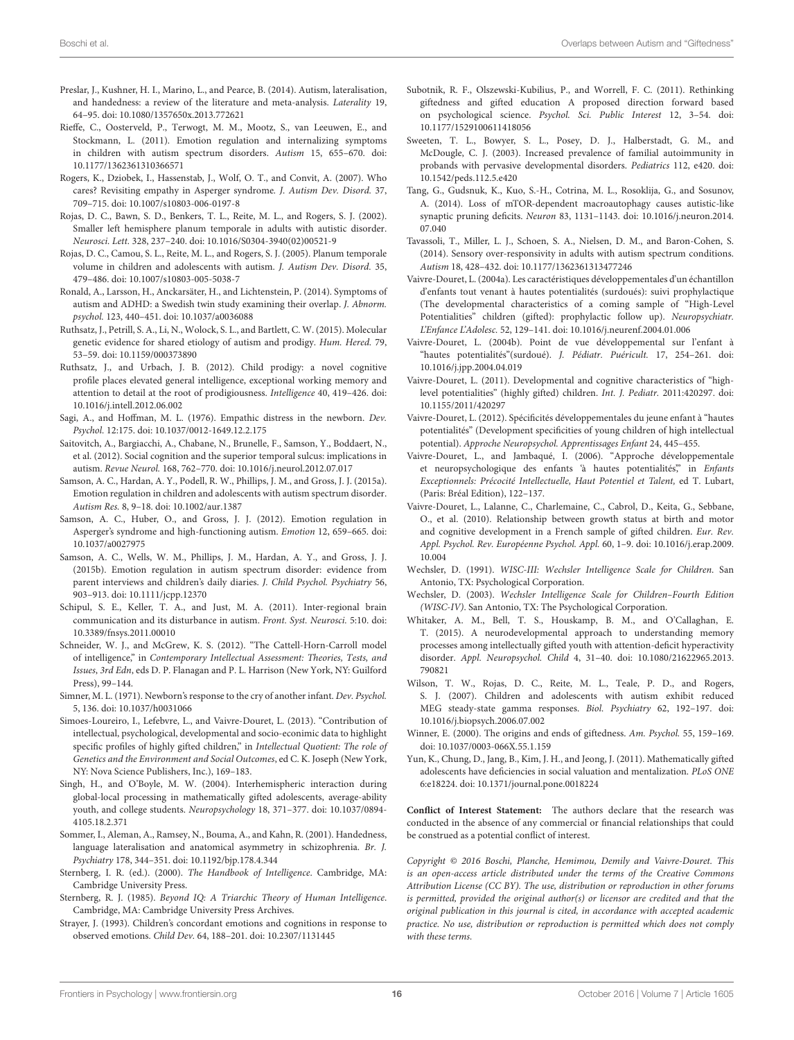Preslar, J., Kushner, H. I., Marino, L., and Pearce, B. (2014). Autism, lateralisation, and handedness: a review of the literature and meta-analysis. *Laterality* 19, 64–95. doi: 10.1080/1357650x.2013.772621

Rieffe, C., Oosterveld, P., Terwogt, M. M., Mootz, S., van Leeuwen, E., and Stockmann, L. (2011). Emotion regulation and internalizing symptoms in children with autism spectrum disorders. *Autism* 15, 655–670. doi: 10.1177/1362361310366571

Rogers, K., Dziobek, I., Hassenstab, J., Wolf, O. T., and Convit, A. (2007). Who cares? Revisiting empathy in Asperger syndrome. *J. Autism Dev. Disord.* 37, 709–715. doi: 10.1007/s10803-006-0197-8

Rojas, D. C., Bawn, S. D., Benkers, T. L., Reite, M. L., and Rogers, S. J. (2002). Smaller left hemisphere planum temporale in adults with autistic disorder. *Neurosci. Lett.* 328, 237–240. doi: 10.1016/S0304-3940(02)00521-9

Rojas, D. C., Camou, S. L., Reite, M. L., and Rogers, S. J. (2005). Planum temporale volume in children and adolescents with autism. *J. Autism Dev. Disord.* 35, 479–486. doi: 10.1007/s10803-005-5038-7

Ronald, A., Larsson, H., Anckarsäter, H., and Lichtenstein, P. (2014). Symptoms of autism and ADHD: a Swedish twin study examining their overlap. *J. Abnorm. psychol.* 123, 440–451. doi: 10.1037/a0036088

Ruthsatz, J., Petrill, S. A., Li, N., Wolock, S. L., and Bartlett, C. W. (2015). Molecular genetic evidence for shared etiology of autism and prodigy. *Hum. Hered.* 79, 53–59. doi: 10.1159/000373890

Ruthsatz, J., and Urbach, J. B. (2012). Child prodigy: a novel cognitive profile places elevated general intelligence, exceptional working memory and attention to detail at the root of prodigiousness. *Intelligence* 40, 419–426. doi: 10.1016/j.intell.2012.06.002

Sagi, A., and Hoffman, M. L. (1976). Empathic distress in the newborn. *Dev. Psychol.* 12:175. doi: 10.1037/0012-1649.12.2.175

Saitovitch, A., Bargiacchi, A., Chabane, N., Brunelle, F., Samson, Y., Boddaert, N., et al. (2012). Social cognition and the superior temporal sulcus: implications in autism. *Revue Neurol.* 168, 762–770. doi: 10.1016/j.neurol.2012.07.017

Samson, A. C., Hardan, A. Y., Podell, R. W., Phillips, J. M., and Gross, J. J. (2015a). Emotion regulation in children and adolescents with autism spectrum disorder. *Autism Res.* 8, 9–18. doi: 10.1002/aur.1387

Samson, A. C., Huber, O., and Gross, J. J. (2012). Emotion regulation in Asperger's syndrome and high-functioning autism. *Emotion* 12, 659–665. doi: 10.1037/a0027975

Samson, A. C., Wells, W. M., Phillips, J. M., Hardan, A. Y., and Gross, J. J. (2015b). Emotion regulation in autism spectrum disorder: evidence from parent interviews and children's daily diaries. *J. Child Psychol. Psychiatry* 56, 903–913. doi: 10.1111/jcpp.12370

Schipul, S. E., Keller, T. A., and Just, M. A. (2011). Inter-regional brain communication and its disturbance in autism. *Front. Syst. Neurosci.* 5:10. doi: 10.3389/fnsys.2011.00010

Schneider, W. J., and McGrew, K. S. (2012). "The Cattell-Horn-Carroll model of intelligence," in *Contemporary Intellectual Assessment: Theories, Tests, and Issues, 3rd Edn*, eds D. P. Flanagan and P. L. Harrison (New York, NY: Guilford Press), 99–144.

Simner, M. L. (1971). Newborn's response to the cry of another infant. *Dev. Psychol.* 5, 136. doi: 10.1037/h0031066

Simoes-Loureiro, I., Lefebvre, L., and Vaivre-Douret, L. (2013). "Contribution of intellectual, psychological, developmental and socio-econimic data to highlight specific profiles of highly gifted children," in *Intellectual Quotient: The role of Genetics and the Environment and Social Outcomes*, ed C. K. Joseph (New York, NY: Nova Science Publishers, Inc.), 169–183.

Singh, H., and O'Boyle, M. W. (2004). Interhemispheric interaction during global-local processing in mathematically gifted adolescents, average-ability youth, and college students. *Neuropsychology* 18, 371–377. doi: 10.1037/0894-4105.18.2.371

Sommer, I., Aleman, A., Ramsey, N., Bouma, A., and Kahn, R. (2001). Handedness, language lateralisation and anatomical asymmetry in schizophrenia. *Br. J. Psychiatry* 178, 344–351. doi: 10.1192/bjp.178.4.344

Sternberg, I. R. (ed.). (2000). *The Handbook of Intelligence*. Cambridge, MA: Cambridge University Press.

Sternberg, R. J. (1985). *Beyond IQ: A Triarchic Theory of Human Intelligence*. Cambridge, MA: Cambridge University Press Archives.

Strayer, J. (1993). Children's concordant emotions and cognitions in response to observed emotions. *Child Dev.* 64, 188–201. doi: 10.2307/1131445

Subotnik, R. F., Olszewski-Kubilius, P., and Worrell, F. C. (2011). Rethinking giftedness and gifted education A proposed direction forward based on psychological science. *Psychol. Sci. Public Interest* 12, 3–54. doi: 10.1177/1529100611418056

Sweeten, T. L., Bowyer, S. L., Posey, D. J., Halberstadt, G. M., and McDougle, C. J. (2003). Increased prevalence of familial autoimmunity in probands with pervasive developmental disorders. *Pediatrics* 112, e420. doi: 10.1542/peds.112.5.e420

Tang, G., Gudsnuk, K., Kuo, S.-H., Cotrina, M. L., Rosoklija, G., and Sosunov, A. (2014). Loss of mTOR-dependent macroautophagy causes autistic-like synaptic pruning deficits. *Neuron* 83, 1131–1143. doi: 10.1016/j.neuron.2014.07.040

Tavassoli, T., Miller, L. J., Schoen, S. A., Nielsen, D. M., and Baron-Cohen, S. (2014). Sensory over-responsivity in adults with autism spectrum conditions. *Autism* 18, 428–432. doi: 10.1177/1362361313477246

Vaivre-Douret, L. (2004a). Les caractéristiques développementales d'un échantillon d'enfants tout venant à hautes potentialités (surdoués): suivi prophylactique (The developmental characteristics of a coming sample of "High-Level Potentialities" children (gifted): prophylactic follow up). *Neuropsychiatr. L'Enfance L'Adolesc.* 52, 129–141. doi: 10.1016/j.neurenf.2004.01.006

Vaivre-Douret, L. (2004b). Point de vue développemental sur l'enfant à "hautes potentialités"(surdoué). *J. Pédiatr. Puéricult.* 17, 254–261. doi: 10.1016/j.jpp.2004.04.019

Vaivre-Douret, L. (2011). Developmental and cognitive characteristics of "high-level potentialities" (highly gifted) children. *Int. J. Pediatr.* 2011:420297. doi: 10.1155/2011/420297

Vaivre-Douret, L. (2012). Spécificités développementales du jeune enfant à "hautes potentialités" (Development specificities of young children of high intellectual potential). *Approche Neuropsychol. Apprentissages Enfant* 24, 445–455.

Vaivre-Douret, L., and Jambaqué, I. (2006). "Approche développementale et neuropsychologique des enfants 'à hautes potentialités'," in *Enfants Exceptionnels: Précocité Intellectuelle, Haut Potentiel et Talent,* ed T. Lubart, (Paris: Bréal Edition), 122–137.

Vaivre-Douret, L., Lalanne, C., Charlemaine, C., Cabrol, D., Keita, G., Sebbane, O., et al. (2010). Relationship between growth status at birth and motor and cognitive development in a French sample of gifted children. *Eur. Rev. Appl. Psychol. Rev. Européenne Psychol. Appl.* 60, 1–9. doi: 10.1016/j.erap.2009.10.004

Wechsler, D. (1991). *WISC-III: Wechsler Intelligence Scale for Children.* San Antonio, TX: Psychological Corporation.

Wechsler, D. (2003). *Wechsler Intelligence Scale for Children–Fourth Edition (WISC-IV)*. San Antonio, TX: The Psychological Corporation.

Whitaker, A. M., Bell, T. S., Houskamp, B. M., and O'Callaghan, E. T. (2015). A neurodevelopmental approach to understanding memory processes among intellectually gifted youth with attention-deficit hyperactivity disorder. *Appl. Neuropsychol. Child* 4, 31–40. doi: 10.1080/21622965.2013.790821

Wilson, T. W., Rojas, D. C., Reite, M. L., Teale, P. D., and Rogers, S. J. (2007). Children and adolescents with autism exhibit reduced MEG steady-state gamma responses. *Biol. Psychiatry* 62, 192–197. doi: 10.1016/j.biopsych.2006.07.002

Winner, E. (2000). The origins and ends of giftedness. *Am. Psychol.* 55, 159–169. doi: 10.1037/0003-066X.55.1.159

Yun, K., Chung, D., Jang, B., Kim, J. H., and Jeong, J. (2011). Mathematically gifted adolescents have deficiencies in social valuation and mentalization. *PLoS ONE* 6:e18224. doi: 10.1371/journal.pone.0018224

**Conflict of Interest Statement:** The authors declare that the research was conducted in the absence of any commercial or financial relationships that could be construed as a potential conflict of interest.

*Copyright © 2016 Boschi, Planche, Hemimou, Demily and Vaivre-Douret. This is an open-access article distributed under the terms of the Creative Commons Attribution License (CC BY). The use, distribution or reproduction in other forums is permitted, provided the original author(s) or licensor are credited and that the original publication in this journal is cited, in accordance with accepted academic practice. No use, distribution or reproduction is permitted which does not comply with these terms.*